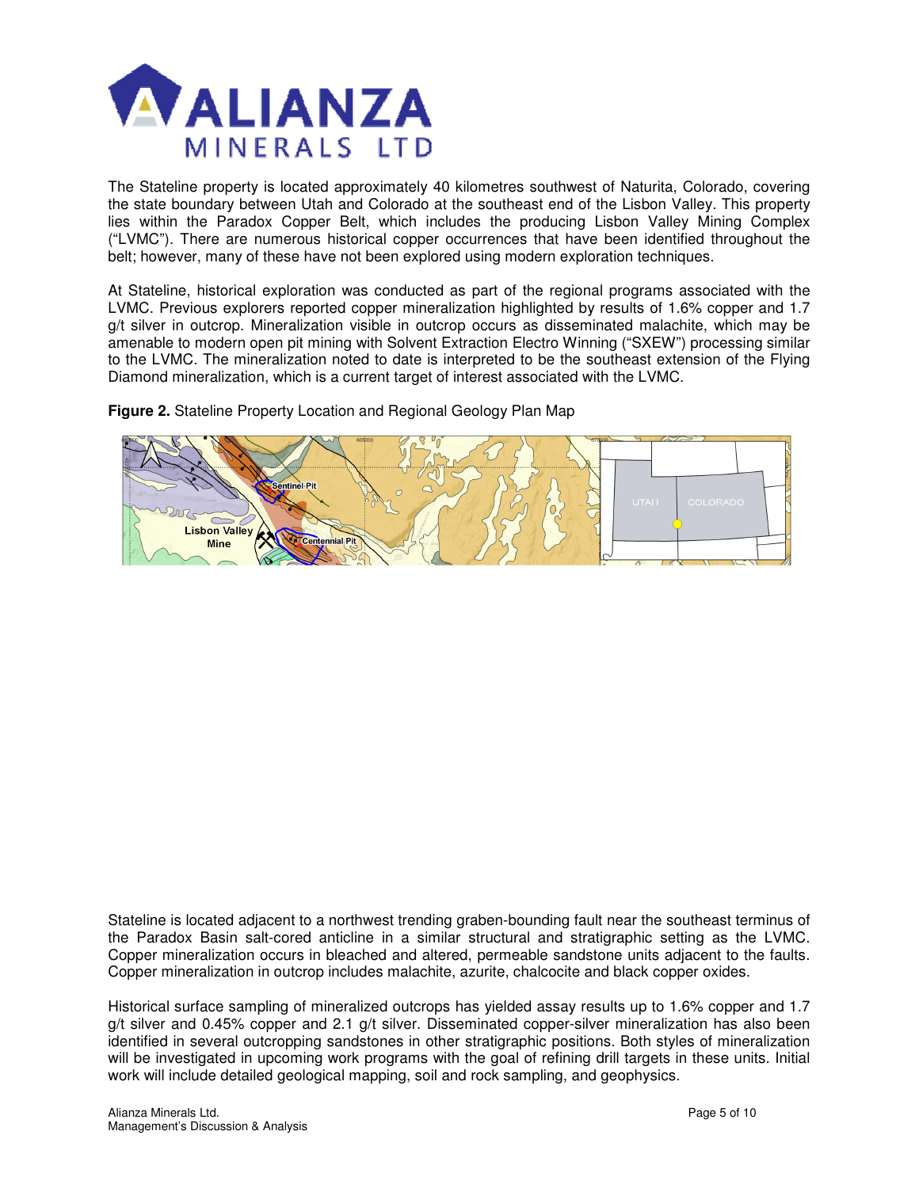The Stateline property is located approximately 40 kilometres southwest of Naturita, Colorado, covering the state boundary between Utah and Colorado at the southeast end of the Lisbon Valley. This property lies within the Paradox Copper Belt, which includes the producing Lisbon Valley Mining Complex ("LVMC"). There are numerous historical copper occurrences that have been identified throughout the belt; however, many of these have not been explored using modern exploration techniques.

At Stateline, historical exploration was conducted as part of the regional programs associated with the LVMC. Previous explorers reported copper mineralization highlighted by results of 1.6% copper and 1.7 g/t silver in outcrop. Mineralization visible in outcrop occurs as disseminated malachite, which may be amenable to modern open pit mining with Solvent Extraction Electro Winning ("SXEW") processing similar to the LVMC. The mineralization noted to date is interpreted to be the southeast extension of the Flying Diamond mineralization, which is a current target of interest associated with the LVMC.

**Figure 2.** Stateline Property Location and Regional Geology Plan Map

Stateline is located adjacent to a northwest trending graben-bounding fault near the southeast terminus of the Paradox Basin salt-cored anticline in a similar structural and stratigraphic setting as the LVMC. Copper mineralization occurs in bleached and altered, permeable sandstone units adjacent to the faults. Copper mineralization in outcrop includes malachite, azurite, chalcocite and black copper oxides.

Historical surface sampling of mineralized outcrops has yielded assay results up to 1.6% copper and 1.7 g/t silver and 0.45% copper and 2.1 g/t silver. Disseminated copper-silver mineralization has also been identified in several outcropping sandstones in other stratigraphic positions. Both styles of mineralization will be investigated in upcoming work programs with the goal of refining drill targets in these units. Initial work will include detailed geological mapping, soil and rock sampling, and geophysics.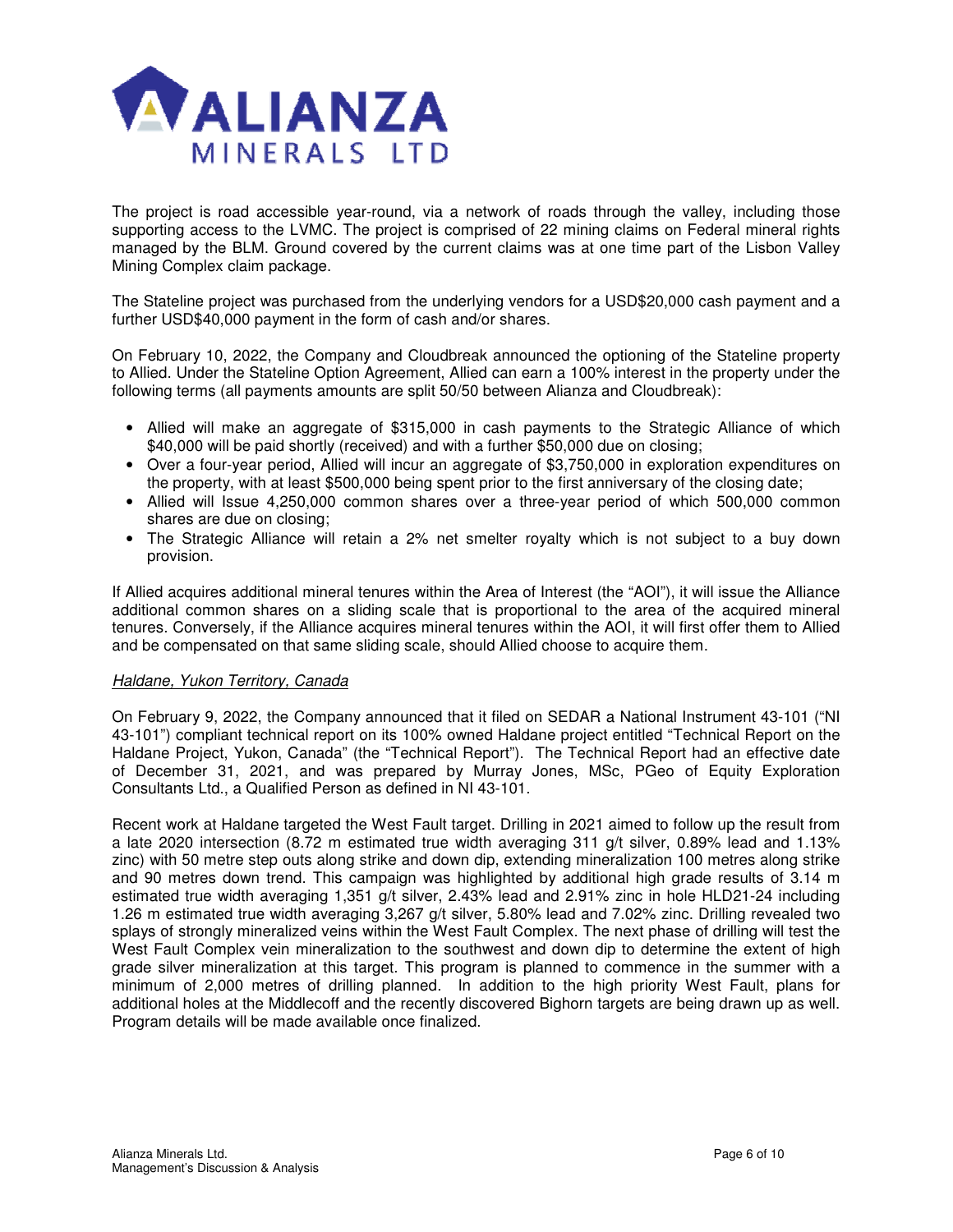The project is road accessible year-round, via a network of roads through the valley, including those supporting access to the LVMC. The project is comprised of 22 mining claims on Federal mineral rights managed by the BLM. Ground covered by the current claims was at one time part of the Lisbon Valley Mining Complex claim package.

The Stateline project was purchased from the underlying vendors for a USD$20,000 cash payment and a further USD$40,000 payment in the form of cash and/or shares.

On February 10, 2022, the Company and Cloudbreak announced the optioning of the Stateline property to Allied. Under the Stateline Option Agreement, Allied can earn a 100% interest in the property under the following terms (all payments amounts are split 50/50 between Alianza and Cloudbreak):

- Allied will make an aggregate of $315,000 in cash payments to the Strategic Alliance of which $40,000 will be paid shortly (received) and with a further $50,000 due on closing;
- Over a four-year period, Allied will incur an aggregate of $3,750,000 in exploration expenditures on the property, with at least $500,000 being spent prior to the first anniversary of the closing date;
- Allied will Issue 4,250,000 common shares over a three-year period of which 500,000 common shares are due on closing;
- The Strategic Alliance will retain a 2% net smelter royalty which is not subject to a buy down provision.

If Allied acquires additional mineral tenures within the Area of Interest (the "AOI"), it will issue the Alliance additional common shares on a sliding scale that is proportional to the area of the acquired mineral tenures. Conversely, if the Alliance acquires mineral tenures within the AOI, it will first offer them to Allied and be compensated on that same sliding scale, should Allied choose to acquire them.

*Haldane, Yukon Territory, Canada*

On February 9, 2022, the Company announced that it filed on SEDAR a National Instrument 43-101 ("NI 43-101") compliant technical report on its 100% owned Haldane project entitled "Technical Report on the Haldane Project, Yukon, Canada" (the "Technical Report"). The Technical Report had an effective date of December 31, 2021, and was prepared by Murray Jones, MSc, PGeo of Equity Exploration Consultants Ltd., a Qualified Person as defined in NI 43-101.

Recent work at Haldane targeted the West Fault target. Drilling in 2021 aimed to follow up the result from a late 2020 intersection (8.72 m estimated true width averaging 311 g/t silver, 0.89% lead and 1.13% zinc) with 50 metre step outs along strike and down dip, extending mineralization 100 metres along strike and 90 metres down trend. This campaign was highlighted by additional high grade results of 3.14 m estimated true width averaging 1,351 g/t silver, 2.43% lead and 2.91% zinc in hole HLD21-24 including 1.26 m estimated true width averaging 3,267 g/t silver, 5.80% lead and 7.02% zinc. Drilling revealed two splays of strongly mineralized veins within the West Fault Complex. The next phase of drilling will test the West Fault Complex vein mineralization to the southwest and down dip to determine the extent of high grade silver mineralization at this target. This program is planned to commence in the summer with a minimum of 2,000 metres of drilling planned. In addition to the high priority West Fault, plans for additional holes at the Middlecoff and the recently discovered Bighorn targets are being drawn up as well. Program details will be made available once finalized.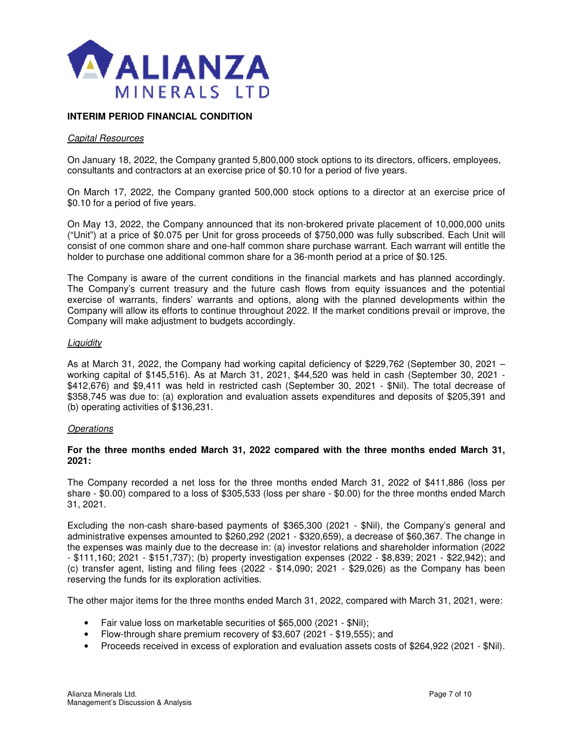## INTERIM PERIOD FINANCIAL CONDITION

### *Capital Resources*

On January 18, 2022, the Company granted 5,800,000 stock options to its directors, officers, employees, consultants and contractors at an exercise price of $0.10 for a period of five years.

On March 17, 2022, the Company granted 500,000 stock options to a director at an exercise price of $0.10 for a period of five years.

On May 13, 2022, the Company announced that its non-brokered private placement of 10,000,000 units ("Unit") at a price of $0.075 per Unit for gross proceeds of $750,000 was fully subscribed. Each Unit will consist of one common share and one-half common share purchase warrant. Each warrant will entitle the holder to purchase one additional common share for a 36-month period at a price of $0.125.

The Company is aware of the current conditions in the financial markets and has planned accordingly. The Company's current treasury and the future cash flows from equity issuances and the potential exercise of warrants, finders' warrants and options, along with the planned developments within the Company will allow its efforts to continue throughout 2022. If the market conditions prevail or improve, the Company will make adjustment to budgets accordingly.

### *Liquidity*

As at March 31, 2022, the Company had working capital deficiency of $229,762 (September 30, 2021 – working capital of $145,516). As at March 31, 2021, $44,520 was held in cash (September 30, 2021 - $412,676) and $9,411 was held in restricted cash (September 30, 2021 - $Nil). The total decrease of $358,745 was due to: (a) exploration and evaluation assets expenditures and deposits of $205,391 and (b) operating activities of $136,231.

### *Operations*

**For the three months ended March 31, 2022 compared with the three months ended March 31, 2021:**

The Company recorded a net loss for the three months ended March 31, 2022 of $411,886 (loss per share - $0.00) compared to a loss of $305,533 (loss per share - $0.00) for the three months ended March 31, 2021.

Excluding the non-cash share-based payments of $365,300 (2021 - $Nil), the Company's general and administrative expenses amounted to $260,292 (2021 - $320,659), a decrease of $60,367. The change in the expenses was mainly due to the decrease in: (a) investor relations and shareholder information (2022 - $111,160; 2021 - $151,737); (b) property investigation expenses (2022 - $8,839; 2021 - $22,942); and (c) transfer agent, listing and filing fees (2022 - $14,090; 2021 - $29,026) as the Company has been reserving the funds for its exploration activities.

The other major items for the three months ended March 31, 2022, compared with March 31, 2021, were:

- Fair value loss on marketable securities of $65,000 (2021 - $Nil);
- Flow-through share premium recovery of $3,607 (2021 - $19,555); and
- Proceeds received in excess of exploration and evaluation assets costs of $264,922 (2021 - $Nil).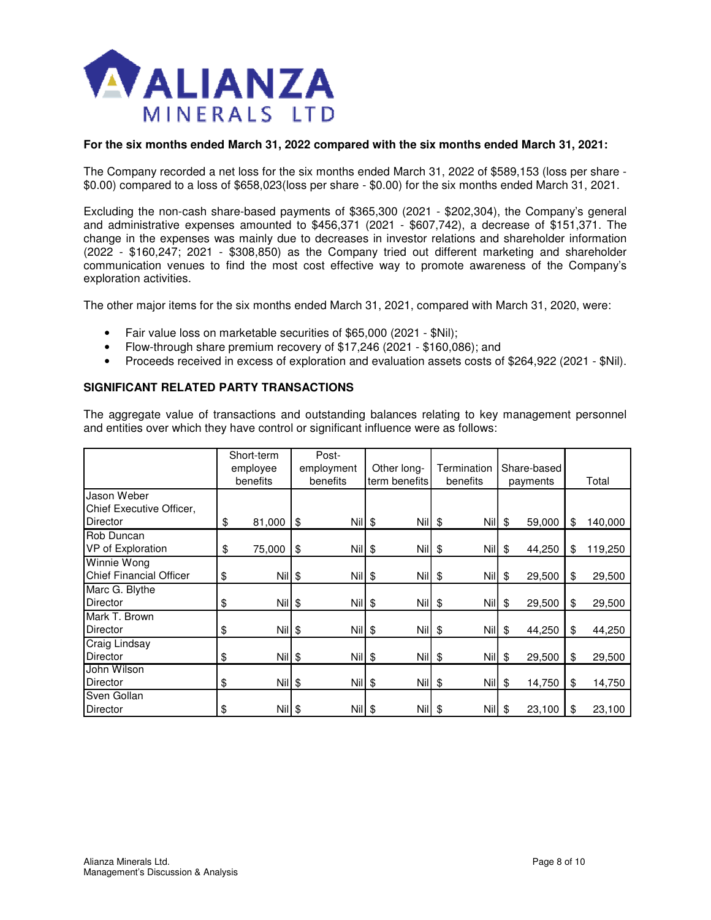**For the six months ended March 31, 2022 compared with the six months ended March 31, 2021:**

The Company recorded a net loss for the six months ended March 31, 2022 of $589,153 (loss per share - $0.00) compared to a loss of $658,023(loss per share - $0.00) for the six months ended March 31, 2021.

Excluding the non-cash share-based payments of $365,300 (2021 - $202,304), the Company's general and administrative expenses amounted to $456,371 (2021 - $607,742), a decrease of $151,371. The change in the expenses was mainly due to decreases in investor relations and shareholder information (2022 - $160,247; 2021 - $308,850) as the Company tried out different marketing and shareholder communication venues to find the most cost effective way to promote awareness of the Company's exploration activities.

The other major items for the six months ended March 31, 2021, compared with March 31, 2020, were:

- Fair value loss on marketable securities of $65,000 (2021 - $Nil);
- Flow-through share premium recovery of $17,246 (2021 - $160,086); and
- Proceeds received in excess of exploration and evaluation assets costs of $264,922 (2021 - $Nil).

## SIGNIFICANT RELATED PARTY TRANSACTIONS

The aggregate value of transactions and outstanding balances relating to key management personnel and entities over which they have control or significant influence were as follows:

| | Short-term employee benefits | Post-employment benefits | Other long-term benefits | Termination benefits | Share-based payments | Total |
|---|---|---|---|---|---|---|
| Jason Weber<br>Chief Executive Officer, Director | $ 81,000 | $ Nil | $ Nil | $ Nil | $ 59,000 | $ 140,000 |
| Rob Duncan<br>VP of Exploration | $ 75,000 | $ Nil | $ Nil | $ Nil | $ 44,250 | $ 119,250 |
| Winnie Wong<br>Chief Financial Officer | $ Nil | $ Nil | $ Nil | $ Nil | $ 29,500 | $ 29,500 |
| Marc G. Blythe<br>Director | $ Nil | $ Nil | $ Nil | $ Nil | $ 29,500 | $ 29,500 |
| Mark T. Brown<br>Director | $ Nil | $ Nil | $ Nil | $ Nil | $ 44,250 | $ 44,250 |
| Craig Lindsay<br>Director | $ Nil | $ Nil | $ Nil | $ Nil | $ 29,500 | $ 29,500 |
| John Wilson<br>Director | $ Nil | $ Nil | $ Nil | $ Nil | $ 14,750 | $ 14,750 |
| Sven Gollan<br>Director | $ Nil | $ Nil | $ Nil | $ Nil | $ 23,100 | $ 23,100 |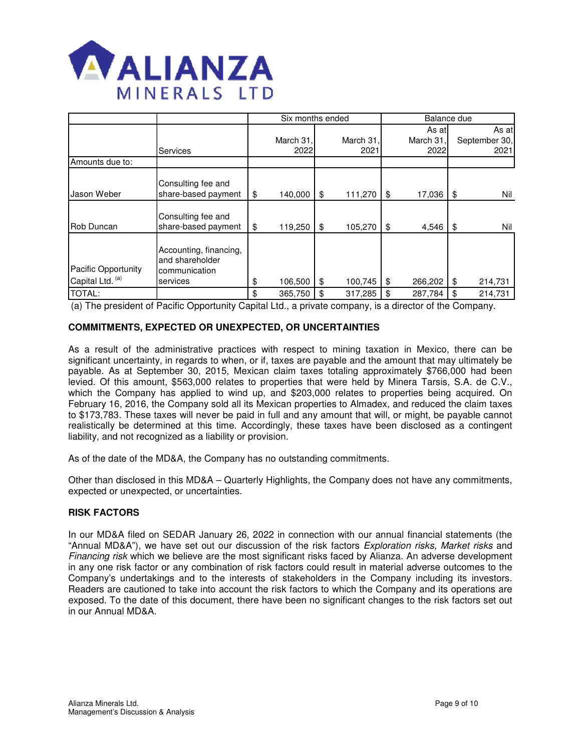| | | Six months ended | | Balance due | |
|---|---|---|---|---|---|
| | Services | March 31, 2022 | March 31, 2021 | As at March 31, 2022 | As at September 30, 2021 |
| Amounts due to: | | | | | |
| Jason Weber | Consulting fee and share-based payment | $ 140,000 | $ 111,270 | $ 17,036 | $ Nil |
| Rob Duncan | Consulting fee and share-based payment | $ 119,250 | $ 105,270 | $ 4,546 | $ Nil |
| Pacific Opportunity Capital Ltd. [(a)] | Accounting, financing, and shareholder communication services | $ 106,500 | $ 100,745 | $ 266,202 | $ 214,731 |
| TOTAL: | | $ 365,750 | $ 317,285 | $ 287,784 | $ 214,731 |

(a) The president of Pacific Opportunity Capital Ltd., a private company, is a director of the Company.

**COMMITMENTS, EXPECTED OR UNEXPECTED, OR UNCERTAINTIES**

As a result of the administrative practices with respect to mining taxation in Mexico, there can be significant uncertainty, in regards to when, or if, taxes are payable and the amount that may ultimately be payable. As at September 30, 2015, Mexican claim taxes totaling approximately $766,000 had been levied. Of this amount, $563,000 relates to properties that were held by Minera Tarsis, S.A. de C.V., which the Company has applied to wind up, and $203,000 relates to properties being acquired. On February 16, 2016, the Company sold all its Mexican properties to Almadex, and reduced the claim taxes to $173,783. These taxes will never be paid in full and any amount that will, or might, be payable cannot realistically be determined at this time. Accordingly, these taxes have been disclosed as a contingent liability, and not recognized as a liability or provision.

As of the date of the MD&A, the Company has no outstanding commitments.

Other than disclosed in this MD&A – Quarterly Highlights, the Company does not have any commitments, expected or unexpected, or uncertainties.

**RISK FACTORS**

In our MD&A filed on SEDAR January 26, 2022 in connection with our annual financial statements (the "Annual MD&A"), we have set out our discussion of the risk factors *Exploration risks, Market risks* and *Financing risk* which we believe are the most significant risks faced by Alianza. An adverse development in any one risk factor or any combination of risk factors could result in material adverse outcomes to the Company's undertakings and to the interests of stakeholders in the Company including its investors. Readers are cautioned to take into account the risk factors to which the Company and its operations are exposed. To the date of this document, there have been no significant changes to the risk factors set out in our Annual MD&A.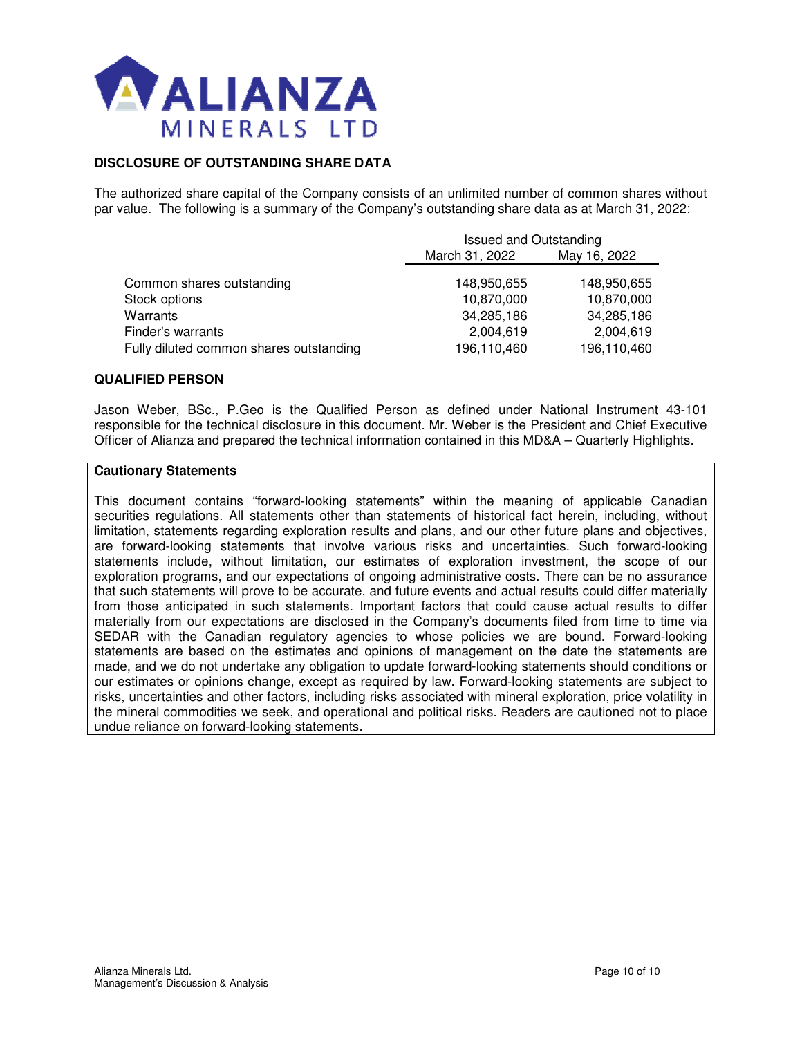## DISCLOSURE OF OUTSTANDING SHARE DATA

The authorized share capital of the Company consists of an unlimited number of common shares without par value. The following is a summary of the Company's outstanding share data as at March 31, 2022:

| | Issued and Outstanding | |
|---|---|---|
| | March 31, 2022 | May 16, 2022 |
| Common shares outstanding | 148,950,655 | 148,950,655 |
| Stock options | 10,870,000 | 10,870,000 |
| Warrants | 34,285,186 | 34,285,186 |
| Finder's warrants | 2,004,619 | 2,004,619 |
| Fully diluted common shares outstanding | 196,110,460 | 196,110,460 |

## QUALIFIED PERSON

Jason Weber, BSc., P.Geo is the Qualified Person as defined under National Instrument 43-101 responsible for the technical disclosure in this document. Mr. Weber is the President and Chief Executive Officer of Alianza and prepared the technical information contained in this MD&A – Quarterly Highlights.

**Cautionary Statements**

This document contains "forward-looking statements" within the meaning of applicable Canadian securities regulations. All statements other than statements of historical fact herein, including, without limitation, statements regarding exploration results and plans, and our other future plans and objectives, are forward-looking statements that involve various risks and uncertainties. Such forward-looking statements include, without limitation, our estimates of exploration investment, the scope of our exploration programs, and our expectations of ongoing administrative costs. There can be no assurance that such statements will prove to be accurate, and future events and actual results could differ materially from those anticipated in such statements. Important factors that could cause actual results to differ materially from our expectations are disclosed in the Company's documents filed from time to time via SEDAR with the Canadian regulatory agencies to whose policies we are bound. Forward-looking statements are based on the estimates and opinions of management on the date the statements are made, and we do not undertake any obligation to update forward-looking statements should conditions or our estimates or opinions change, except as required by law. Forward-looking statements are subject to risks, uncertainties and other factors, including risks associated with mineral exploration, price volatility in the mineral commodities we seek, and operational and political risks. Readers are cautioned not to place undue reliance on forward-looking statements.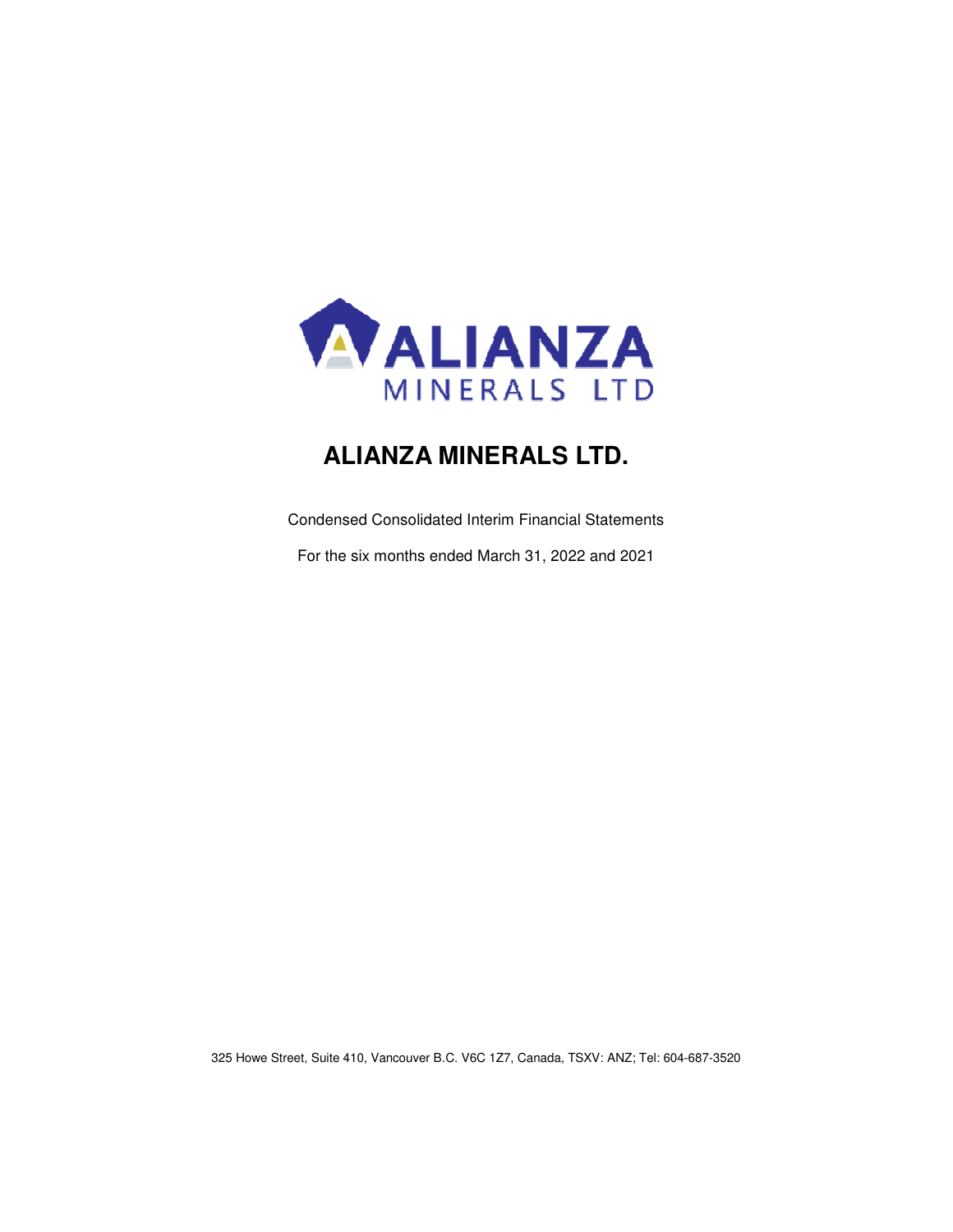# ALIANZA MINERALS LTD.

Condensed Consolidated Interim Financial Statements

For the six months ended March 31, 2022 and 2021

325 Howe Street, Suite 410, Vancouver B.C. V6C 1Z7, Canada, TSXV: ANZ; Tel: 604-687-3520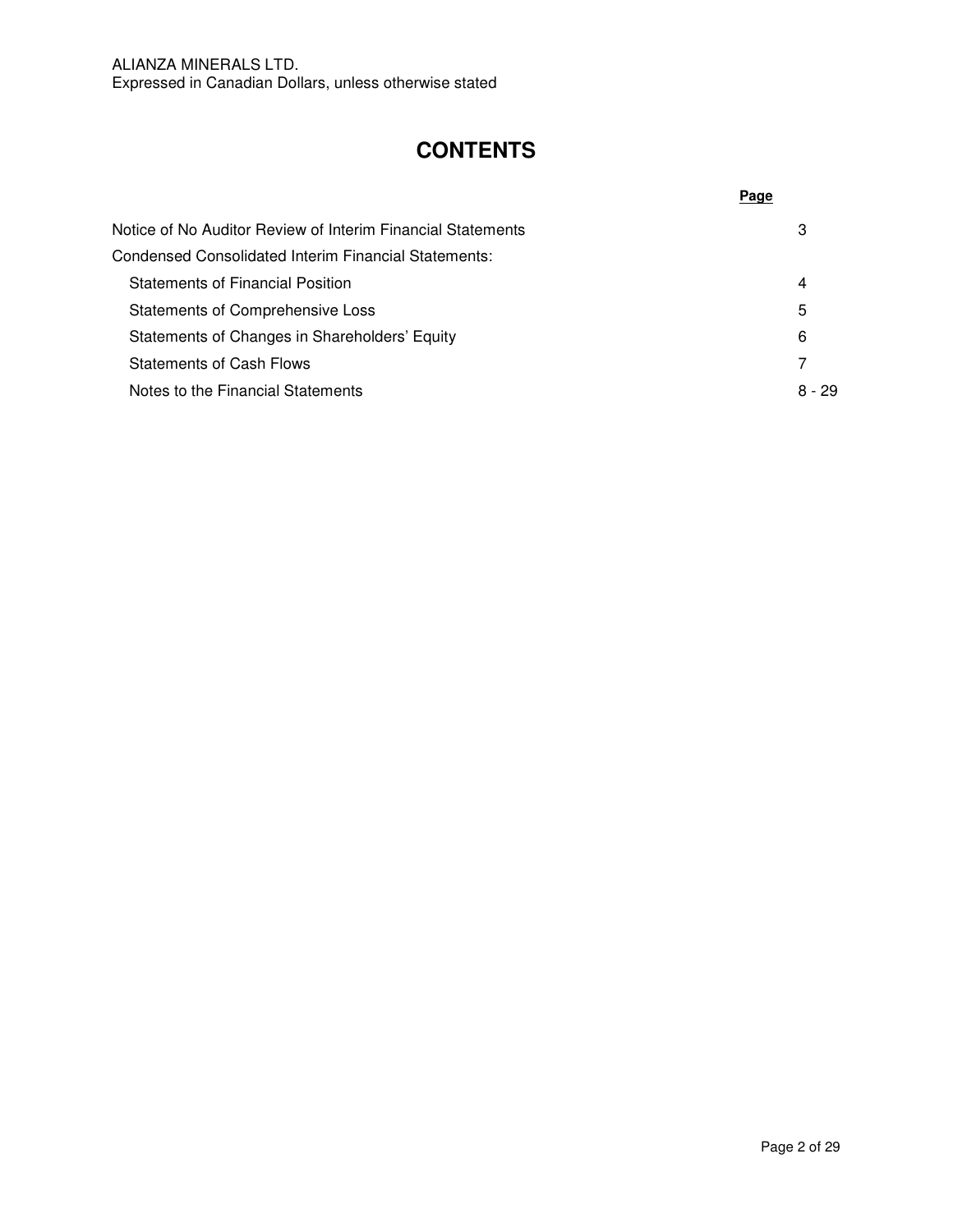ALIANZA MINERALS LTD.
Expressed in Canadian Dollars, unless otherwise stated

# CONTENTS

| | Page |
|---|---|
| Notice of No Auditor Review of Interim Financial Statements | 3 |
| Condensed Consolidated Interim Financial Statements: | |
| Statements of Financial Position | 4 |
| Statements of Comprehensive Loss | 5 |
| Statements of Changes in Shareholders' Equity | 6 |
| Statements of Cash Flows | 7 |
| Notes to the Financial Statements | 8 - 29 |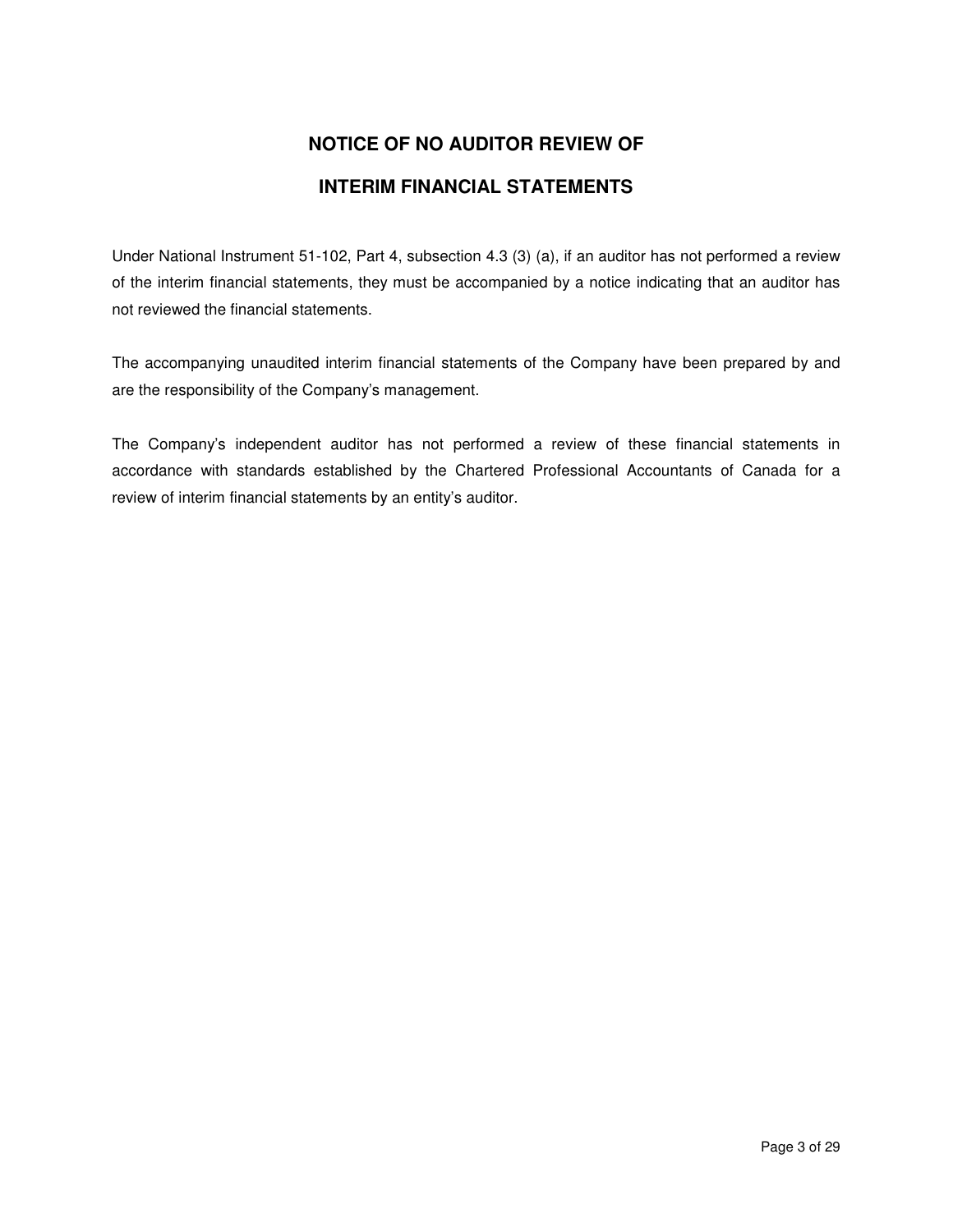# NOTICE OF NO AUDITOR REVIEW OF

# INTERIM FINANCIAL STATEMENTS

Under National Instrument 51-102, Part 4, subsection 4.3 (3) (a), if an auditor has not performed a review of the interim financial statements, they must be accompanied by a notice indicating that an auditor has not reviewed the financial statements.

The accompanying unaudited interim financial statements of the Company have been prepared by and are the responsibility of the Company's management.

The Company's independent auditor has not performed a review of these financial statements in accordance with standards established by the Chartered Professional Accountants of Canada for a review of interim financial statements by an entity's auditor.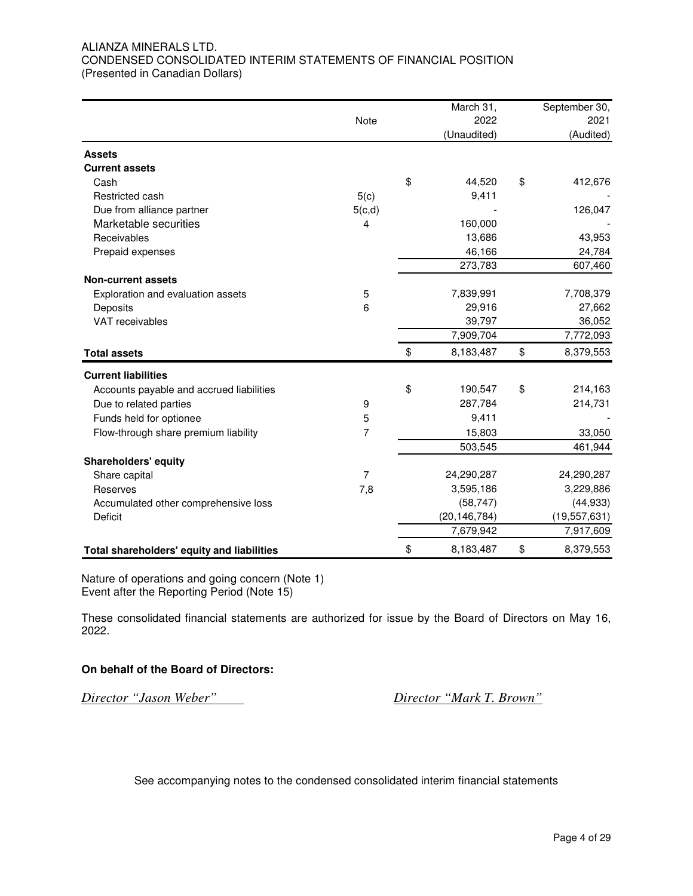ALIANZA MINERALS LTD.
CONDENSED CONSOLIDATED INTERIM STATEMENTS OF FINANCIAL POSITION
(Presented in Canadian Dollars)

| | Note | March 31, 2022 (Unaudited) | September 30, 2021 (Audited) |
|---|---|---|---|
| **Assets** | | | |
| **Current assets** | | | |
| Cash | | $ 44,520 | $ 412,676 |
| Restricted cash | 5(c) | 9,411 | - |
| Due from alliance partner | 5(c,d) | - | 126,047 |
| Marketable securities | 4 | 160,000 | - |
| Receivables | | 13,686 | 43,953 |
| Prepaid expenses | | 46,166 | 24,784 |
| | | 273,783 | 607,460 |
| **Non-current assets** | | | |
| Exploration and evaluation assets | 5 | 7,839,991 | 7,708,379 |
| Deposits | 6 | 29,916 | 27,662 |
| VAT receivables | | 39,797 | 36,052 |
| | | 7,909,704 | 7,772,093 |
| **Total assets** | | $ 8,183,487 | $ 8,379,553 |
| **Current liabilities** | | | |
| Accounts payable and accrued liabilities | | $ 190,547 | $ 214,163 |
| Due to related parties | 9 | 287,784 | 214,731 |
| Funds held for optionee | 5 | 9,411 | - |
| Flow-through share premium liability | 7 | 15,803 | 33,050 |
| | | 503,545 | 461,944 |
| **Shareholders' equity** | | | |
| Share capital | 7 | 24,290,287 | 24,290,287 |
| Reserves | 7,8 | 3,595,186 | 3,229,886 |
| Accumulated other comprehensive loss | | (58,747) | (44,933) |
| Deficit | | (20,146,784) | (19,557,631) |
| | | 7,679,942 | 7,917,609 |
| **Total shareholders' equity and liabilities** | | $ 8,183,487 | $ 8,379,553 |

Nature of operations and going concern (Note 1)
Event after the Reporting Period (Note 15)

These consolidated financial statements are authorized for issue by the Board of Directors on May 16, 2022.

**On behalf of the Board of Directors:**

*Director "Jason Weber"*          *Director "Mark T. Brown"*

See accompanying notes to the condensed consolidated interim financial statements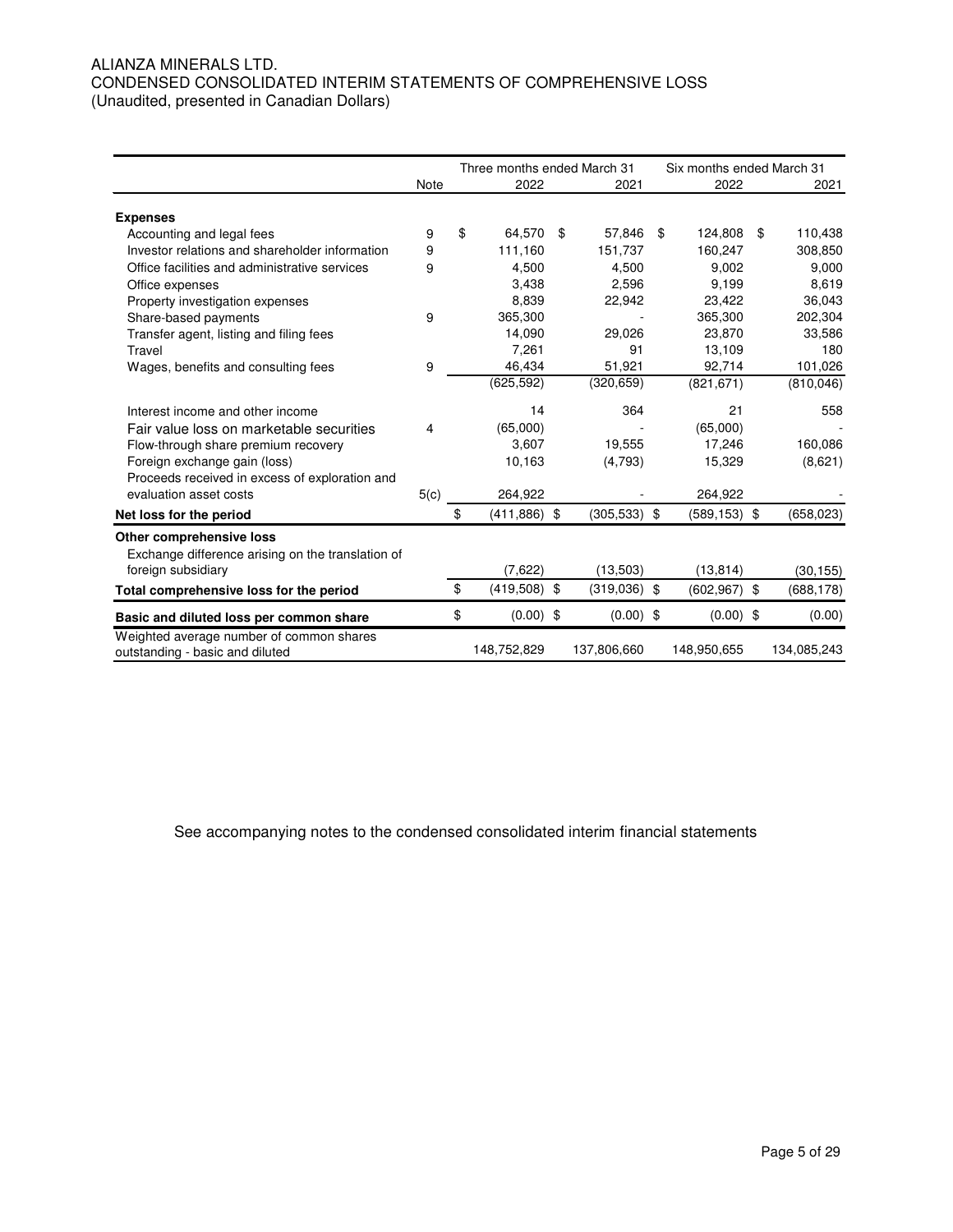ALIANZA MINERALS LTD.
CONDENSED CONSOLIDATED INTERIM STATEMENTS OF COMPREHENSIVE LOSS
(Unaudited, presented in Canadian Dollars)

| | Note | Three months ended March 31 | | Six months ended March 31 | |
|---|---|---|---|---|---|
| | | 2022 | 2021 | 2022 | 2021 |
| **Expenses** | | | | | |
| Accounting and legal fees | 9 | $ 64,570 | $ 57,846 | $ 124,808 | $ 110,438 |
| Investor relations and shareholder information | 9 | 111,160 | 151,737 | 160,247 | 308,850 |
| Office facilities and administrative services | 9 | 4,500 | 4,500 | 9,002 | 9,000 |
| Office expenses | | 3,438 | 2,596 | 9,199 | 8,619 |
| Property investigation expenses | | 8,839 | 22,942 | 23,422 | 36,043 |
| Share-based payments | 9 | 365,300 | - | 365,300 | 202,304 |
| Transfer agent, listing and filing fees | | 14,090 | 29,026 | 23,870 | 33,586 |
| Travel | | 7,261 | 91 | 13,109 | 180 |
| Wages, benefits and consulting fees | 9 | 46,434 | 51,921 | 92,714 | 101,026 |
| | | (625,592) | (320,659) | (821,671) | (810,046) |
| Interest income and other income | | 14 | 364 | 21 | 558 |
| Fair value loss on marketable securities | 4 | (65,000) | - | (65,000) | - |
| Flow-through share premium recovery | | 3,607 | 19,555 | 17,246 | 160,086 |
| Foreign exchange gain (loss) | | 10,163 | (4,793) | 15,329 | (8,621) |
| Proceeds received in excess of exploration and evaluation asset costs | 5(c) | 264,922 | - | 264,922 | - |
| **Net loss for the period** | | $ (411,886) | $ (305,533) | $ (589,153) | $ (658,023) |
| **Other comprehensive loss** | | | | | |
| Exchange difference arising on the translation of foreign subsidiary | | (7,622) | (13,503) | (13,814) | (30,155) |
| **Total comprehensive loss for the period** | | $ (419,508) | $ (319,036) | $ (602,967) | $ (688,178) |
| **Basic and diluted loss per common share** | | $ (0.00) | $ (0.00) | $ (0.00) | $ (0.00) |
| Weighted average number of common shares outstanding - basic and diluted | | 148,752,829 | 137,806,660 | 148,950,655 | 134,085,243 |

See accompanying notes to the condensed consolidated interim financial statements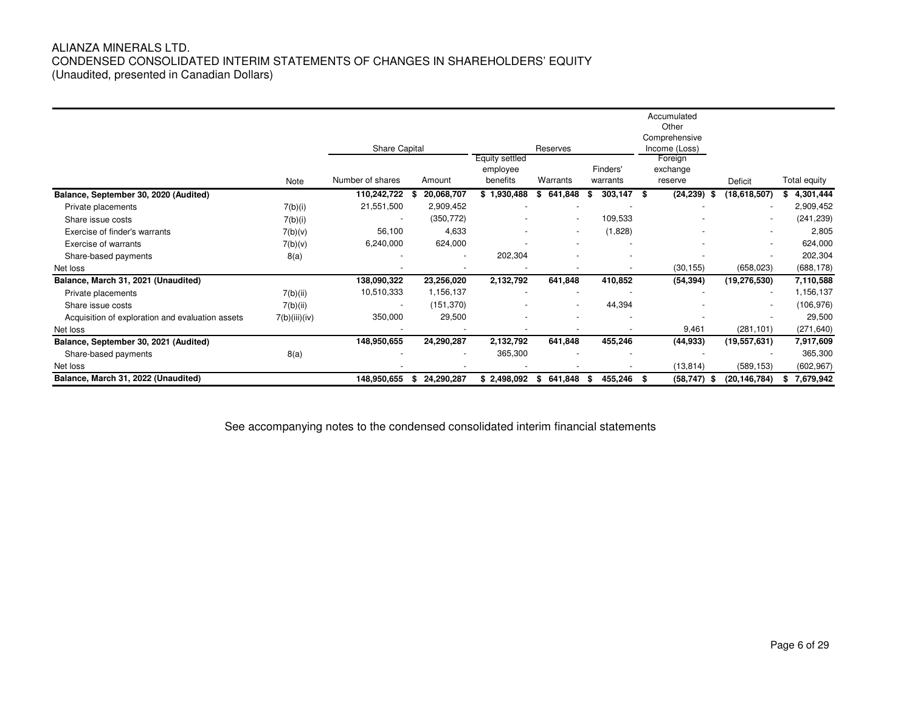ALIANZA MINERALS LTD.
CONDENSED CONSOLIDATED INTERIM STATEMENTS OF CHANGES IN SHAREHOLDERS' EQUITY
(Unaudited, presented in Canadian Dollars)

| | | Share Capital | | Reserves | | | Accumulated Other Comprehensive Income (Loss) | | |
|---|---|---|---|---|---|---|---|---|---|
| | Note | Number of shares | Amount | Equity settled employee benefits | Warrants | Finders' warrants | Foreign exchange reserve | Deficit | Total equity |
| **Balance, September 30, 2020 (Audited)** | | **110,242,722** | **$ 20,068,707** | **$ 1,930,488** | **$ 641,848** | **$ 303,147** | **$ (24,239)** | **$ (18,618,507)** | **$ 4,301,444** |
| Private placements | 7(b)(i) | 21,551,500 | 2,909,452 | - | - | - | - | - | 2,909,452 |
| Share issue costs | 7(b)(i) | - | (350,772) | - | - | 109,533 | - | - | (241,239) |
| Exercise of finder's warrants | 7(b)(v) | 56,100 | 4,633 | - | - | (1,828) | - | - | 2,805 |
| Exercise of warrants | 7(b)(v) | 6,240,000 | 624,000 | - | - | - | - | - | 624,000 |
| Share-based payments | 8(a) | - | - | 202,304 | - | - | - | - | 202,304 |
| Net loss | | - | - | - | - | - | (30,155) | (658,023) | (688,178) |
| **Balance, March 31, 2021 (Unaudited)** | | **138,090,322** | **23,256,020** | **2,132,792** | **641,848** | **410,852** | **(54,394)** | **(19,276,530)** | **7,110,588** |
| Private placements | 7(b)(ii) | 10,510,333 | 1,156,137 | - | - | - | - | - | 1,156,137 |
| Share issue costs | 7(b)(ii) | - | (151,370) | - | - | 44,394 | - | - | (106,976) |
| Acquisition of exploration and evaluation assets | 7(b)(iii)(iv) | 350,000 | 29,500 | - | - | - | - | - | 29,500 |
| Net loss | | - | - | - | - | - | 9,461 | (281,101) | (271,640) |
| **Balance, September 30, 2021 (Audited)** | | **148,950,655** | **24,290,287** | **2,132,792** | **641,848** | **455,246** | **(44,933)** | **(19,557,631)** | **7,917,609** |
| Share-based payments | 8(a) | - | - | 365,300 | - | - | - | - | 365,300 |
| Net loss | | - | - | - | - | - | (13,814) | (589,153) | (602,967) |
| **Balance, March 31, 2022 (Unaudited)** | | **148,950,655** | **$ 24,290,287** | **$ 2,498,092** | **$ 641,848** | **$ 455,246** | **$ (58,747)** | **$ (20,146,784)** | **$ 7,679,942** |

See accompanying notes to the condensed consolidated interim financial statements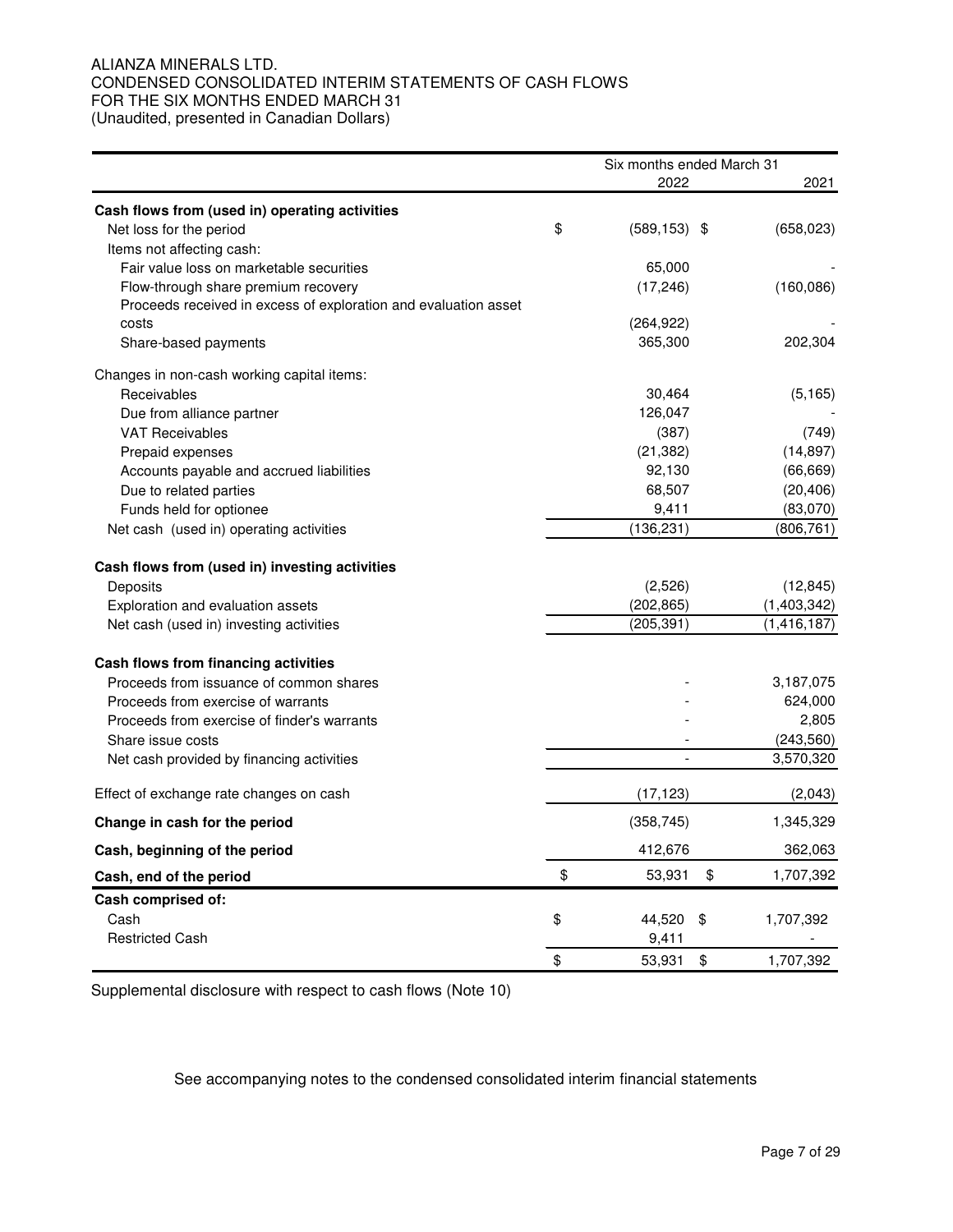ALIANZA MINERALS LTD.
CONDENSED CONSOLIDATED INTERIM STATEMENTS OF CASH FLOWS
FOR THE SIX MONTHS ENDED MARCH 31
(Unaudited, presented in Canadian Dollars)

| | Six months ended March 31 2022 | 2021 |
|---|---|---|
| **Cash flows from (used in) operating activities** | | |
| Net loss for the period | $ (589,153) | $ (658,023) |
| Items not affecting cash: | | |
| Fair value loss on marketable securities | 65,000 | - |
| Flow-through share premium recovery | (17,246) | (160,086) |
| Proceeds received in excess of exploration and evaluation asset costs | (264,922) | - |
| Share-based payments | 365,300 | 202,304 |
| Changes in non-cash working capital items: | | |
| Receivables | 30,464 | (5,165) |
| Due from alliance partner | 126,047 | - |
| VAT Receivables | (387) | (749) |
| Prepaid expenses | (21,382) | (14,897) |
| Accounts payable and accrued liabilities | 92,130 | (66,669) |
| Due to related parties | 68,507 | (20,406) |
| Funds held for optionee | 9,411 | (83,070) |
| Net cash (used in) operating activities | (136,231) | (806,761) |
| **Cash flows from (used in) investing activities** | | |
| Deposits | (2,526) | (12,845) |
| Exploration and evaluation assets | (202,865) | (1,403,342) |
| Net cash (used in) investing activities | (205,391) | (1,416,187) |
| **Cash flows from financing activities** | | |
| Proceeds from issuance of common shares | - | 3,187,075 |
| Proceeds from exercise of warrants | - | 624,000 |
| Proceeds from exercise of finder's warrants | - | 2,805 |
| Share issue costs | - | (243,560) |
| Net cash provided by financing activities | - | 3,570,320 |
| Effect of exchange rate changes on cash | (17,123) | (2,043) |
| **Change in cash for the period** | (358,745) | 1,345,329 |
| **Cash, beginning of the period** | 412,676 | 362,063 |
| **Cash, end of the period** | $ 53,931 | $ 1,707,392 |
| **Cash comprised of:** | | |
| Cash | $ 44,520 | $ 1,707,392 |
| Restricted Cash | 9,411 | - |
| | $ 53,931 | $ 1,707,392 |

Supplemental disclosure with respect to cash flows (Note 10)

See accompanying notes to the condensed consolidated interim financial statements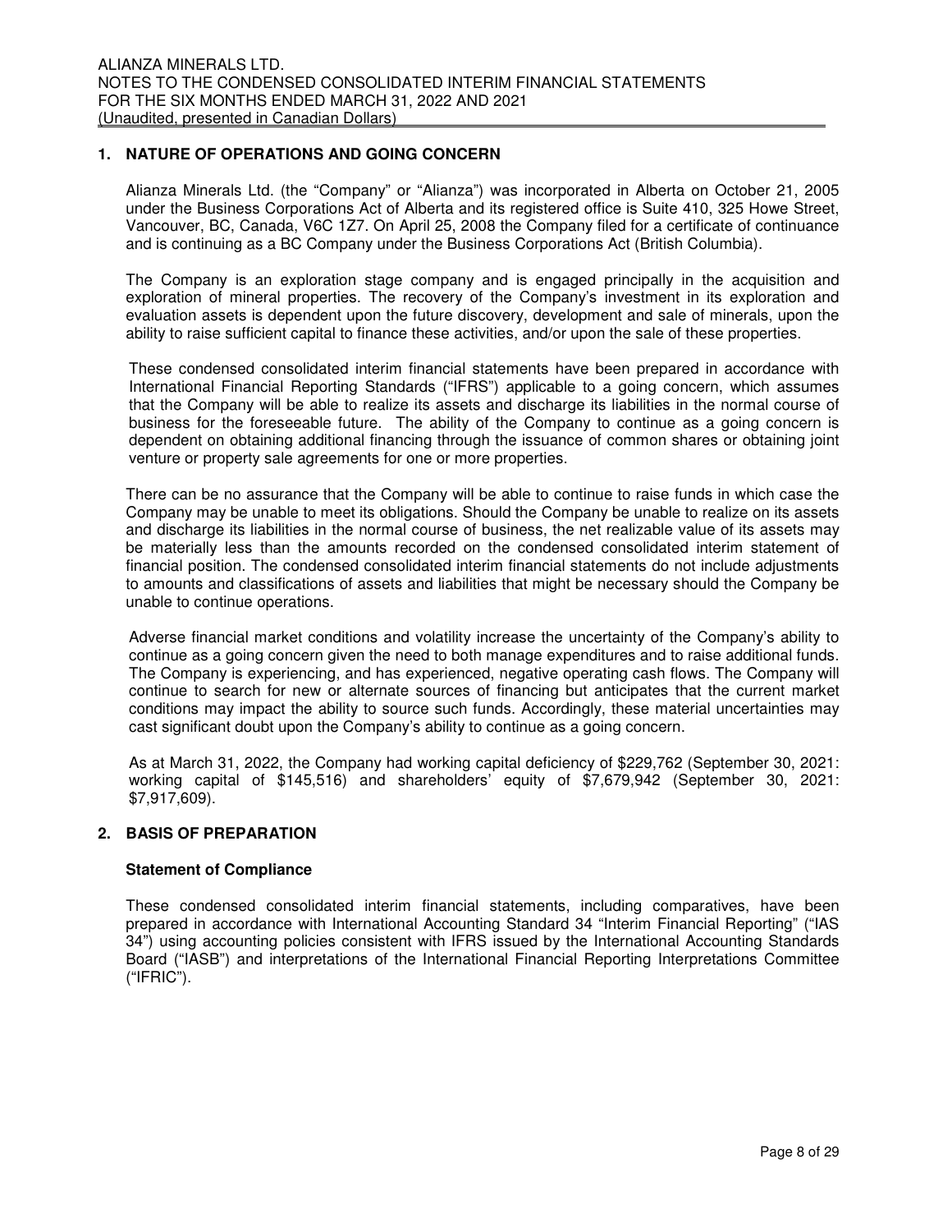## 1. NATURE OF OPERATIONS AND GOING CONCERN

Alianza Minerals Ltd. (the "Company" or "Alianza") was incorporated in Alberta on October 21, 2005 under the Business Corporations Act of Alberta and its registered office is Suite 410, 325 Howe Street, Vancouver, BC, Canada, V6C 1Z7. On April 25, 2008 the Company filed for a certificate of continuance and is continuing as a BC Company under the Business Corporations Act (British Columbia).

The Company is an exploration stage company and is engaged principally in the acquisition and exploration of mineral properties. The recovery of the Company's investment in its exploration and evaluation assets is dependent upon the future discovery, development and sale of minerals, upon the ability to raise sufficient capital to finance these activities, and/or upon the sale of these properties.

These condensed consolidated interim financial statements have been prepared in accordance with International Financial Reporting Standards ("IFRS") applicable to a going concern, which assumes that the Company will be able to realize its assets and discharge its liabilities in the normal course of business for the foreseeable future. The ability of the Company to continue as a going concern is dependent on obtaining additional financing through the issuance of common shares or obtaining joint venture or property sale agreements for one or more properties.

There can be no assurance that the Company will be able to continue to raise funds in which case the Company may be unable to meet its obligations. Should the Company be unable to realize on its assets and discharge its liabilities in the normal course of business, the net realizable value of its assets may be materially less than the amounts recorded on the condensed consolidated interim statement of financial position. The condensed consolidated interim financial statements do not include adjustments to amounts and classifications of assets and liabilities that might be necessary should the Company be unable to continue operations.

Adverse financial market conditions and volatility increase the uncertainty of the Company's ability to continue as a going concern given the need to both manage expenditures and to raise additional funds. The Company is experiencing, and has experienced, negative operating cash flows. The Company will continue to search for new or alternate sources of financing but anticipates that the current market conditions may impact the ability to source such funds. Accordingly, these material uncertainties may cast significant doubt upon the Company's ability to continue as a going concern.

As at March 31, 2022, the Company had working capital deficiency of $229,762 (September 30, 2021: working capital of $145,516) and shareholders' equity of $7,679,942 (September 30, 2021: $7,917,609).

## 2. BASIS OF PREPARATION

### Statement of Compliance

These condensed consolidated interim financial statements, including comparatives, have been prepared in accordance with International Accounting Standard 34 "Interim Financial Reporting" ("IAS 34") using accounting policies consistent with IFRS issued by the International Accounting Standards Board ("IASB") and interpretations of the International Financial Reporting Interpretations Committee ("IFRIC").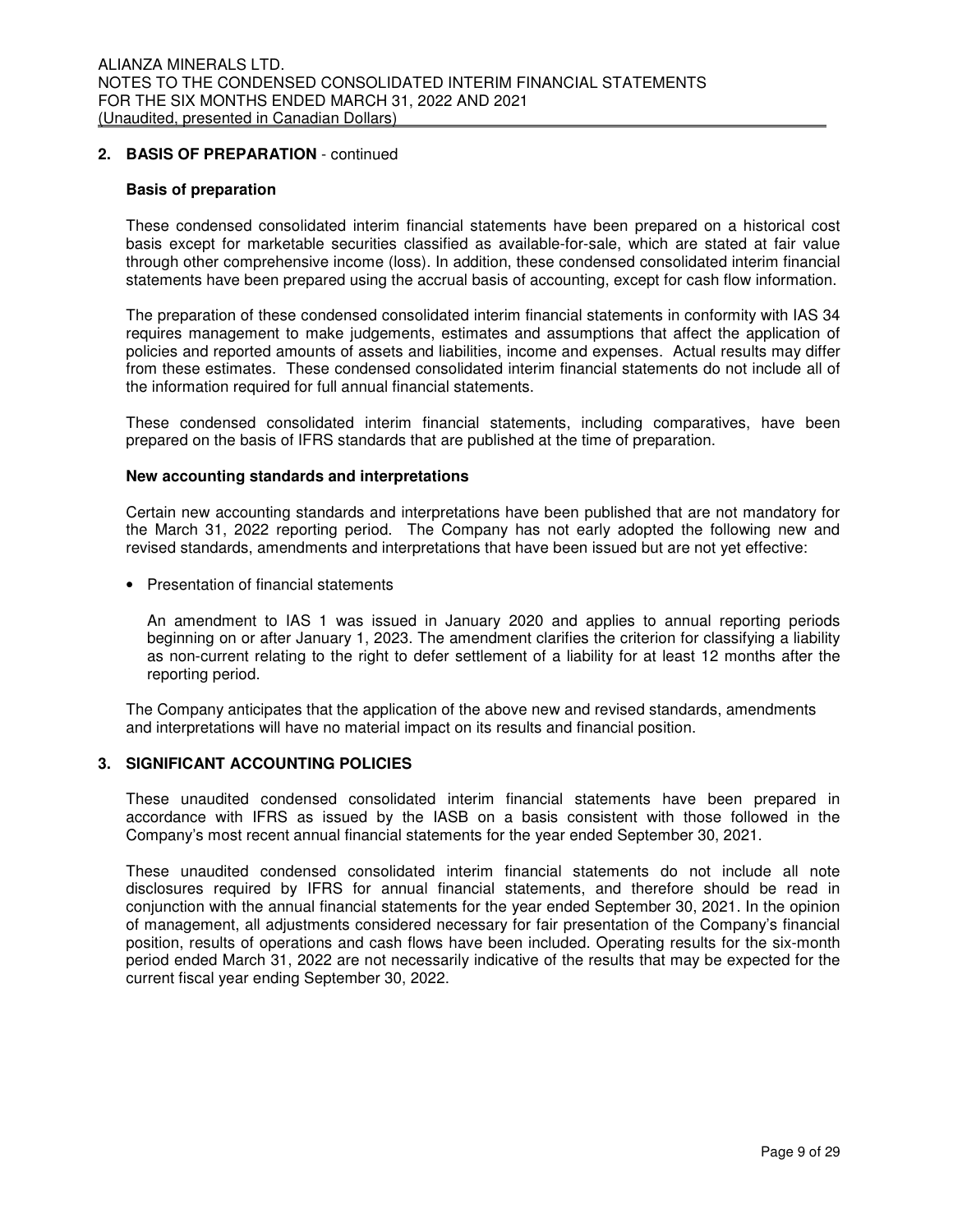## 2. BASIS OF PREPARATION - continued

### Basis of preparation

These condensed consolidated interim financial statements have been prepared on a historical cost basis except for marketable securities classified as available-for-sale, which are stated at fair value through other comprehensive income (loss). In addition, these condensed consolidated interim financial statements have been prepared using the accrual basis of accounting, except for cash flow information.

The preparation of these condensed consolidated interim financial statements in conformity with IAS 34 requires management to make judgements, estimates and assumptions that affect the application of policies and reported amounts of assets and liabilities, income and expenses. Actual results may differ from these estimates. These condensed consolidated interim financial statements do not include all of the information required for full annual financial statements.

These condensed consolidated interim financial statements, including comparatives, have been prepared on the basis of IFRS standards that are published at the time of preparation.

### New accounting standards and interpretations

Certain new accounting standards and interpretations have been published that are not mandatory for the March 31, 2022 reporting period. The Company has not early adopted the following new and revised standards, amendments and interpretations that have been issued but are not yet effective:

- Presentation of financial statements

  An amendment to IAS 1 was issued in January 2020 and applies to annual reporting periods beginning on or after January 1, 2023. The amendment clarifies the criterion for classifying a liability as non-current relating to the right to defer settlement of a liability for at least 12 months after the reporting period.

The Company anticipates that the application of the above new and revised standards, amendments and interpretations will have no material impact on its results and financial position.

## 3. SIGNIFICANT ACCOUNTING POLICIES

These unaudited condensed consolidated interim financial statements have been prepared in accordance with IFRS as issued by the IASB on a basis consistent with those followed in the Company's most recent annual financial statements for the year ended September 30, 2021.

These unaudited condensed consolidated interim financial statements do not include all note disclosures required by IFRS for annual financial statements, and therefore should be read in conjunction with the annual financial statements for the year ended September 30, 2021. In the opinion of management, all adjustments considered necessary for fair presentation of the Company's financial position, results of operations and cash flows have been included. Operating results for the six-month period ended March 31, 2022 are not necessarily indicative of the results that may be expected for the current fiscal year ending September 30, 2022.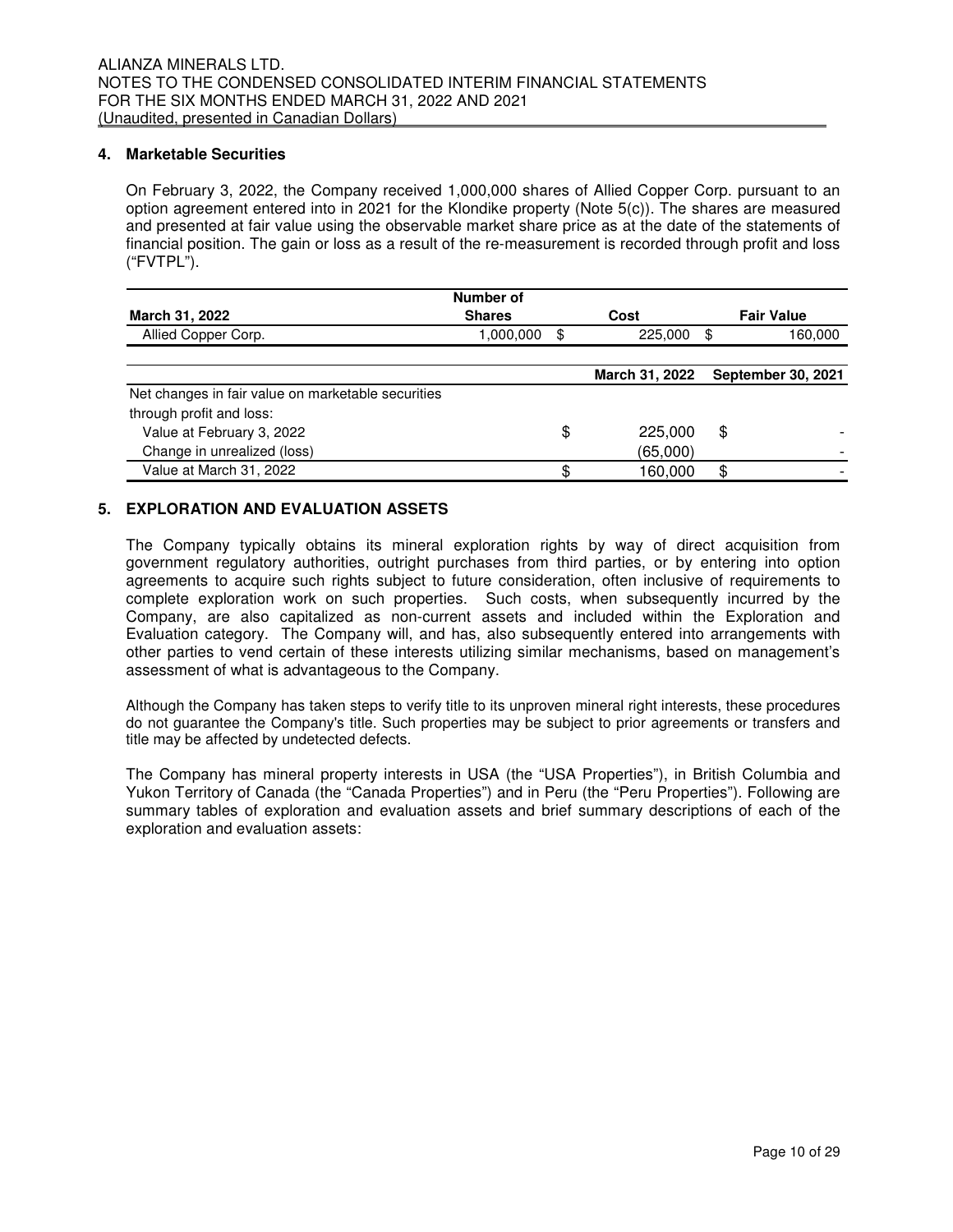## 4. Marketable Securities

On February 3, 2022, the Company received 1,000,000 shares of Allied Copper Corp. pursuant to an option agreement entered into in 2021 for the Klondike property (Note 5(c)). The shares are measured and presented at fair value using the observable market share price as at the date of the statements of financial position. The gain or loss as a result of the re-measurement is recorded through profit and loss ("FVTPL").

| March 31, 2022 | Number of Shares | Cost | Fair Value |
|---|---|---|---|
| Allied Copper Corp. | 1,000,000 | $ 225,000 | $ 160,000 |

| | March 31, 2022 | September 30, 2021 |
|---|---|---|
| Net changes in fair value on marketable securities through profit and loss: | | |
| Value at February 3, 2022 | $ 225,000 | $ - |
| Change in unrealized (loss) | (65,000) | - |
| Value at March 31, 2022 | $ 160,000 | $ - |

## 5. EXPLORATION AND EVALUATION ASSETS

The Company typically obtains its mineral exploration rights by way of direct acquisition from government regulatory authorities, outright purchases from third parties, or by entering into option agreements to acquire such rights subject to future consideration, often inclusive of requirements to complete exploration work on such properties. Such costs, when subsequently incurred by the Company, are also capitalized as non-current assets and included within the Exploration and Evaluation category. The Company will, and has, also subsequently entered into arrangements with other parties to vend certain of these interests utilizing similar mechanisms, based on management's assessment of what is advantageous to the Company.

Although the Company has taken steps to verify title to its unproven mineral right interests, these procedures do not guarantee the Company's title. Such properties may be subject to prior agreements or transfers and title may be affected by undetected defects.

The Company has mineral property interests in USA (the "USA Properties"), in British Columbia and Yukon Territory of Canada (the "Canada Properties") and in Peru (the "Peru Properties"). Following are summary tables of exploration and evaluation assets and brief summary descriptions of each of the exploration and evaluation assets: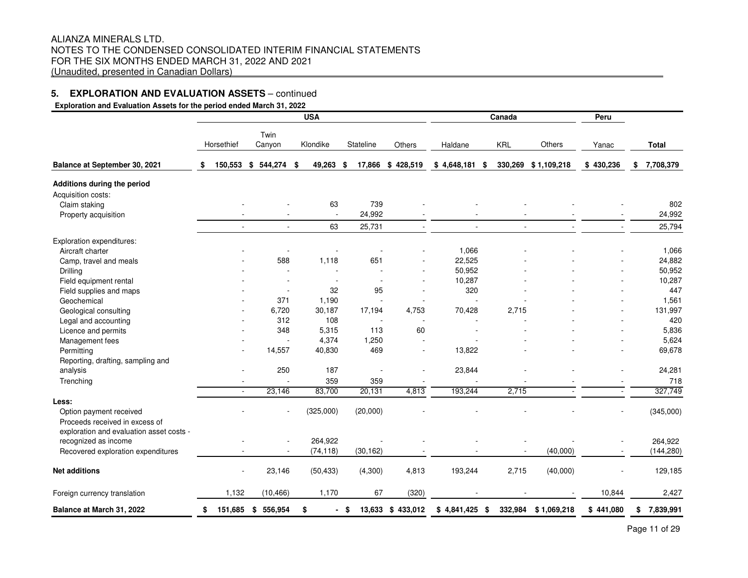ALIANZA MINERALS LTD.
NOTES TO THE CONDENSED CONSOLIDATED INTERIM FINANCIAL STATEMENTS
FOR THE SIX MONTHS ENDED MARCH 31, 2022 AND 2021
(Unaudited, presented in Canadian Dollars)

## 5. EXPLORATION AND EVALUATION ASSETS – continued

**Exploration and Evaluation Assets for the period ended March 31, 2022**

| | USA | | | | | Canada | | | Peru | |
|---|---|---|---|---|---|---|---|---|---|---|
| | Horsethief | Twin Canyon | Klondike | Stateline | Others | Haldane | KRL | Others | Yanac | Total |
| **Balance at September 30, 2021** | **$ 150,553** | **$ 544,274** | **$ 49,263** | **$ 17,866** | **$ 428,519** | **$ 4,648,181** | **$ 330,269** | **$ 1,109,218** | **$ 430,236** | **$ 7,708,379** |
| **Additions during the period** | | | | | | | | | | |
| Acquisition costs: | | | | | | | | | | |
| Claim staking | - | - | 63 | 739 | - | - | - | - | - | 802 |
| Property acquisition | - | - | - | 24,992 | - | - | - | - | - | 24,992 |
| | - | - | 63 | 25,731 | - | - | - | - | - | 25,794 |
| Exploration expenditures: | | | | | | | | | | |
| Aircraft charter | - | - | - | - | - | 1,066 | - | - | - | 1,066 |
| Camp, travel and meals | - | 588 | 1,118 | 651 | - | 22,525 | - | - | - | 24,882 |
| Drilling | - | - | - | - | - | 50,952 | - | - | - | 50,952 |
| Field equipment rental | - | - | - | - | - | 10,287 | - | - | - | 10,287 |
| Field supplies and maps | - | - | 32 | 95 | - | 320 | - | - | - | 447 |
| Geochemical | - | 371 | 1,190 | - | - | - | - | - | - | 1,561 |
| Geological consulting | - | 6,720 | 30,187 | 17,194 | 4,753 | 70,428 | 2,715 | - | - | 131,997 |
| Legal and accounting | - | 312 | 108 | - | - | - | - | - | - | 420 |
| Licence and permits | - | 348 | 5,315 | 113 | 60 | - | - | - | - | 5,836 |
| Management fees | - | - | 4,374 | 1,250 | - | - | - | - | - | 5,624 |
| Permitting | - | 14,557 | 40,830 | 469 | - | 13,822 | - | - | - | 69,678 |
| Reporting, drafting, sampling and analysis | - | 250 | 187 | - | - | 23,844 | - | - | - | 24,281 |
| Trenching | - | - | 359 | 359 | - | - | - | - | - | 718 |
| | - | 23,146 | 83,700 | 20,131 | 4,813 | 193,244 | 2,715 | - | - | 327,749 |
| **Less:** | | | | | | | | | | |
| Option payment received | - | - | (325,000) | (20,000) | - | - | - | - | - | (345,000) |
| Proceeds received in excess of exploration and evaluation asset costs - recognized as income | - | - | 264,922 | - | - | - | - | - | - | 264,922 |
| Recovered exploration expenditures | - | - | (74,118) | (30,162) | - | - | - | (40,000) | - | (144,280) |
| **Net additions** | - | 23,146 | (50,433) | (4,300) | 4,813 | 193,244 | 2,715 | (40,000) | - | 129,185 |
| Foreign currency translation | 1,132 | (10,466) | 1,170 | 67 | (320) | - | - | - | 10,844 | 2,427 |
| **Balance at March 31, 2022** | **$ 151,685** | **$ 556,954** | **$ -** | **$ 13,633** | **$ 433,012** | **$ 4,841,425** | **$ 332,984** | **$ 1,069,218** | **$ 441,080** | **$ 7,839,991** |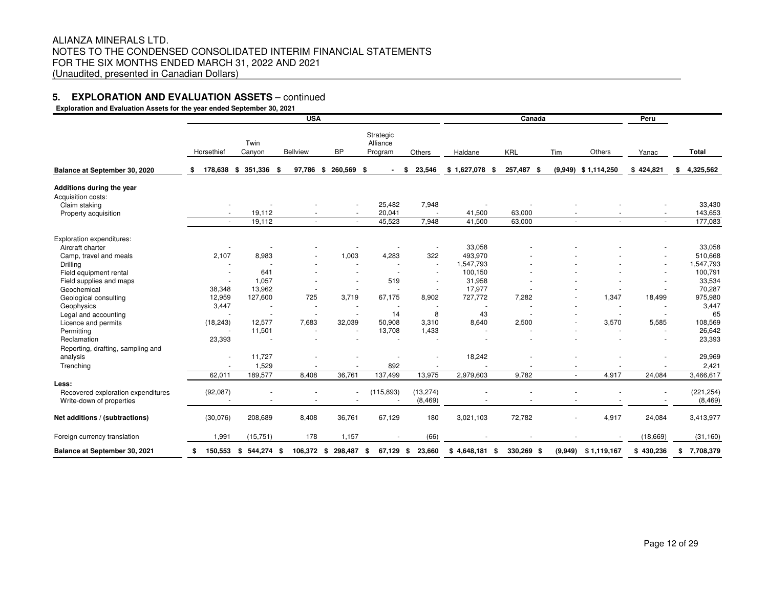ALIANZA MINERALS LTD.
NOTES TO THE CONDENSED CONSOLIDATED INTERIM FINANCIAL STATEMENTS
FOR THE SIX MONTHS ENDED MARCH 31, 2022 AND 2021
(Unaudited, presented in Canadian Dollars)

## 5. EXPLORATION AND EVALUATION ASSETS – continued

**Exploration and Evaluation Assets for the year ended September 30, 2021**

| | USA | | | | | | Canada | | | | Peru | |
|---|---|---|---|---|---|---|---|---|---|---|---|---|
| | Horsethief | Twin Canyon | Bellview | BP | Strategic Alliance Program | Others | Haldane | KRL | Tim | Others | Yanac | Total |
| **Balance at September 30, 2020** | $ 178,638 | $ 351,336 | $ 97,786 | $ 260,569 | $ - | $ 23,546 | $ 1,627,078 | $ 257,487 | $ (9,949) | $ 1,114,250 | $ 424,821 | $ 4,325,562 |
| **Additions during the year** | | | | | | | | | | | | |
| Acquisition costs: | | | | | | | | | | | | |
| Claim staking | - | - | - | - | 25,482 | 7,948 | - | - | - | - | - | 33,430 |
| Property acquisition | - | 19,112 | - | - | 20,041 | - | 41,500 | 63,000 | - | - | - | 143,653 |
| | - | 19,112 | - | - | 45,523 | 7,948 | 41,500 | 63,000 | - | - | - | 177,083 |
| Exploration expenditures: | | | | | | | | | | | | |
| Aircraft charter | - | - | - | - | - | - | 33,058 | - | - | - | - | 33,058 |
| Camp, travel and meals | 2,107 | 8,983 | - | 1,003 | 4,283 | 322 | 493,970 | - | - | - | - | 510,668 |
| Drilling | - | - | - | - | - | - | 1,547,793 | - | - | - | - | 1,547,793 |
| Field equipment rental | - | 641 | - | - | - | - | 100,150 | - | - | - | - | 100,791 |
| Field supplies and maps | - | 1,057 | - | - | 519 | - | 31,958 | - | - | - | - | 33,534 |
| Geochemical | 38,348 | 13,962 | - | - | - | - | 17,977 | - | - | - | - | 70,287 |
| Geological consulting | 12,959 | 127,600 | 725 | 3,719 | 67,175 | 8,902 | 727,772 | 7,282 | - | 1,347 | 18,499 | 975,980 |
| Geophysics | 3,447 | - | - | - | - | - | - | - | - | - | - | 3,447 |
| Legal and accounting | - | - | - | - | 14 | 8 | 43 | - | - | - | - | 65 |
| Licence and permits | (18,243) | 12,577 | 7,683 | 32,039 | 50,908 | 3,310 | 8,640 | 2,500 | - | 3,570 | 5,585 | 108,569 |
| Permitting | - | 11,501 | - | - | 13,708 | 1,433 | - | - | - | - | - | 26,642 |
| Reclamation | 23,393 | - | - | - | - | - | - | - | - | - | - | 23,393 |
| Reporting, drafting, sampling and analysis | - | 11,727 | - | - | - | - | 18,242 | - | - | - | - | 29,969 |
| Trenching | - | 1,529 | - | - | 892 | - | - | - | - | - | - | 2,421 |
| | 62,011 | 189,577 | 8,408 | 36,761 | 137,499 | 13,975 | 2,979,603 | 9,782 | - | 4,917 | 24,084 | 3,466,617 |
| **Less:** | | | | | | | | | | | | |
| Recovered exploration expenditures | (92,087) | - | - | - | (115,893) | (13,274) | - | - | - | - | - | (221,254) |
| Write-down of properties | - | - | - | - | - | (8,469) | - | - | - | - | - | (8,469) |
| **Net additions / (subtractions)** | (30,076) | 208,689 | 8,408 | 36,761 | 67,129 | 180 | 3,021,103 | 72,782 | - | 4,917 | 24,084 | 3,413,977 |
| Foreign currency translation | 1,991 | (15,751) | 178 | 1,157 | - | (66) | - | - | - | - | (18,669) | (31,160) |
| **Balance at September 30, 2021** | $ 150,553 | $ 544,274 | $ 106,372 | $ 298,487 | $ 67,129 | $ 23,660 | $ 4,648,181 | $ 330,269 | $ (9,949) | $ 1,119,167 | $ 430,236 | $ 7,708,379 |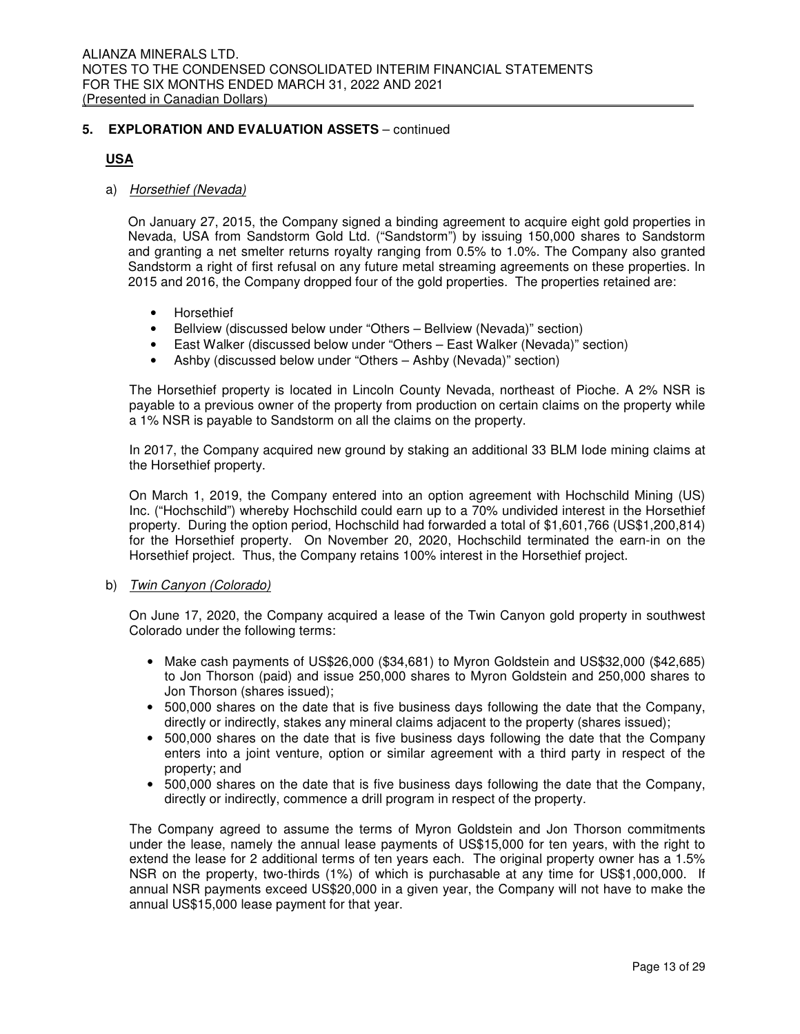## 5. EXPLORATION AND EVALUATION ASSETS – continued

### USA

a) *Horsethief (Nevada)*

On January 27, 2015, the Company signed a binding agreement to acquire eight gold properties in Nevada, USA from Sandstorm Gold Ltd. ("Sandstorm") by issuing 150,000 shares to Sandstorm and granting a net smelter returns royalty ranging from 0.5% to 1.0%. The Company also granted Sandstorm a right of first refusal on any future metal streaming agreements on these properties. In 2015 and 2016, the Company dropped four of the gold properties. The properties retained are:

- Horsethief
- Bellview (discussed below under "Others – Bellview (Nevada)" section)
- East Walker (discussed below under "Others – East Walker (Nevada)" section)
- Ashby (discussed below under "Others – Ashby (Nevada)" section)

The Horsethief property is located in Lincoln County Nevada, northeast of Pioche. A 2% NSR is payable to a previous owner of the property from production on certain claims on the property while a 1% NSR is payable to Sandstorm on all the claims on the property.

In 2017, the Company acquired new ground by staking an additional 33 BLM lode mining claims at the Horsethief property.

On March 1, 2019, the Company entered into an option agreement with Hochschild Mining (US) Inc. ("Hochschild") whereby Hochschild could earn up to a 70% undivided interest in the Horsethief property. During the option period, Hochschild had forwarded a total of $1,601,766 (US$1,200,814) for the Horsethief property. On November 20, 2020, Hochschild terminated the earn-in on the Horsethief project. Thus, the Company retains 100% interest in the Horsethief project.

b) *Twin Canyon (Colorado)*

On June 17, 2020, the Company acquired a lease of the Twin Canyon gold property in southwest Colorado under the following terms:

- Make cash payments of US$26,000 ($34,681) to Myron Goldstein and US$32,000 ($42,685) to Jon Thorson (paid) and issue 250,000 shares to Myron Goldstein and 250,000 shares to Jon Thorson (shares issued);
- 500,000 shares on the date that is five business days following the date that the Company, directly or indirectly, stakes any mineral claims adjacent to the property (shares issued);
- 500,000 shares on the date that is five business days following the date that the Company enters into a joint venture, option or similar agreement with a third party in respect of the property; and
- 500,000 shares on the date that is five business days following the date that the Company, directly or indirectly, commence a drill program in respect of the property.

The Company agreed to assume the terms of Myron Goldstein and Jon Thorson commitments under the lease, namely the annual lease payments of US$15,000 for ten years, with the right to extend the lease for 2 additional terms of ten years each. The original property owner has a 1.5% NSR on the property, two-thirds (1%) of which is purchasable at any time for US$1,000,000. If annual NSR payments exceed US$20,000 in a given year, the Company will not have to make the annual US$15,000 lease payment for that year.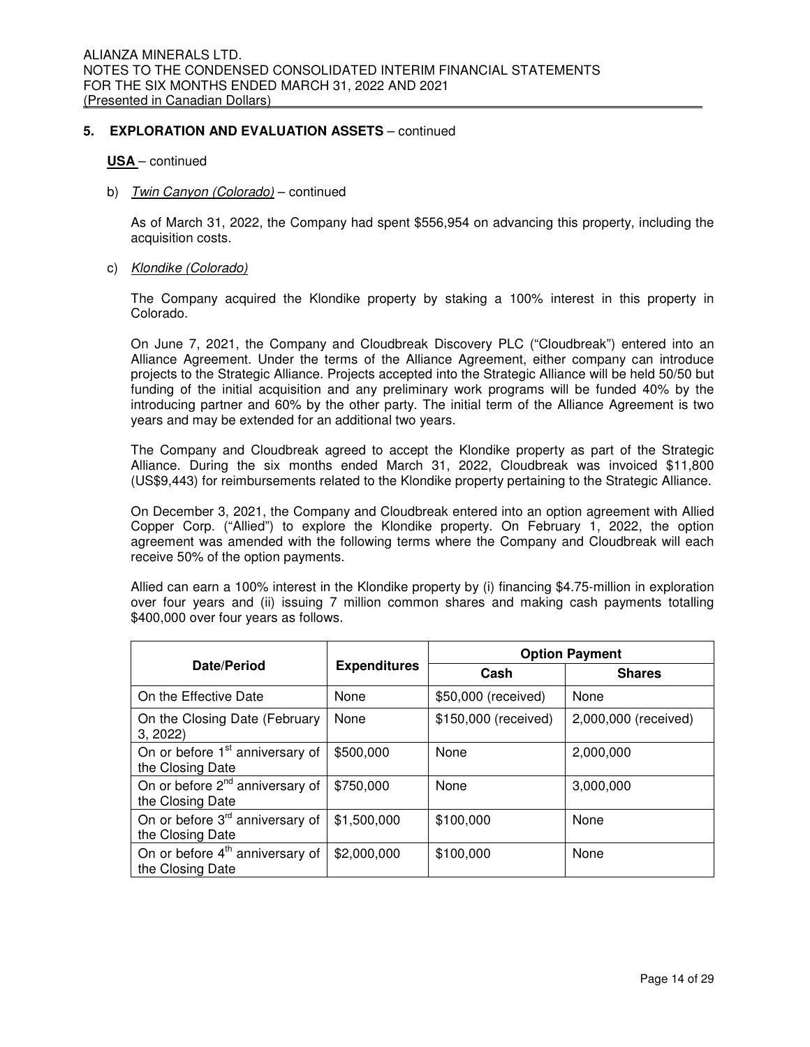## 5. EXPLORATION AND EVALUATION ASSETS – continued

**USA** – continued

b) *Twin Canyon (Colorado)* – continued

As of March 31, 2022, the Company had spent $556,954 on advancing this property, including the acquisition costs.

c) *Klondike (Colorado)*

The Company acquired the Klondike property by staking a 100% interest in this property in Colorado.

On June 7, 2021, the Company and Cloudbreak Discovery PLC ("Cloudbreak") entered into an Alliance Agreement. Under the terms of the Alliance Agreement, either company can introduce projects to the Strategic Alliance. Projects accepted into the Strategic Alliance will be held 50/50 but funding of the initial acquisition and any preliminary work programs will be funded 40% by the introducing partner and 60% by the other party. The initial term of the Alliance Agreement is two years and may be extended for an additional two years.

The Company and Cloudbreak agreed to accept the Klondike property as part of the Strategic Alliance. During the six months ended March 31, 2022, Cloudbreak was invoiced $11,800 (US$9,443) for reimbursements related to the Klondike property pertaining to the Strategic Alliance.

On December 3, 2021, the Company and Cloudbreak entered into an option agreement with Allied Copper Corp. ("Allied") to explore the Klondike property. On February 1, 2022, the option agreement was amended with the following terms where the Company and Cloudbreak will each receive 50% of the option payments.

Allied can earn a 100% interest in the Klondike property by (i) financing $4.75-million in exploration over four years and (ii) issuing 7 million common shares and making cash payments totalling $400,000 over four years as follows.

| Date/Period | Expenditures | Option Payment | |
|---|---|---|---|
| | | Cash | Shares |
| On the Effective Date | None | $50,000 (received) | None |
| On the Closing Date (February 3, 2022) | None | $150,000 (received) | 2,000,000 (received) |
| On or before 1st anniversary of the Closing Date | $500,000 | None | 2,000,000 |
| On or before 2nd anniversary of the Closing Date | $750,000 | None | 3,000,000 |
| On or before 3rd anniversary of the Closing Date | $1,500,000 | $100,000 | None |
| On or before 4th anniversary of the Closing Date | $2,000,000 | $100,000 | None |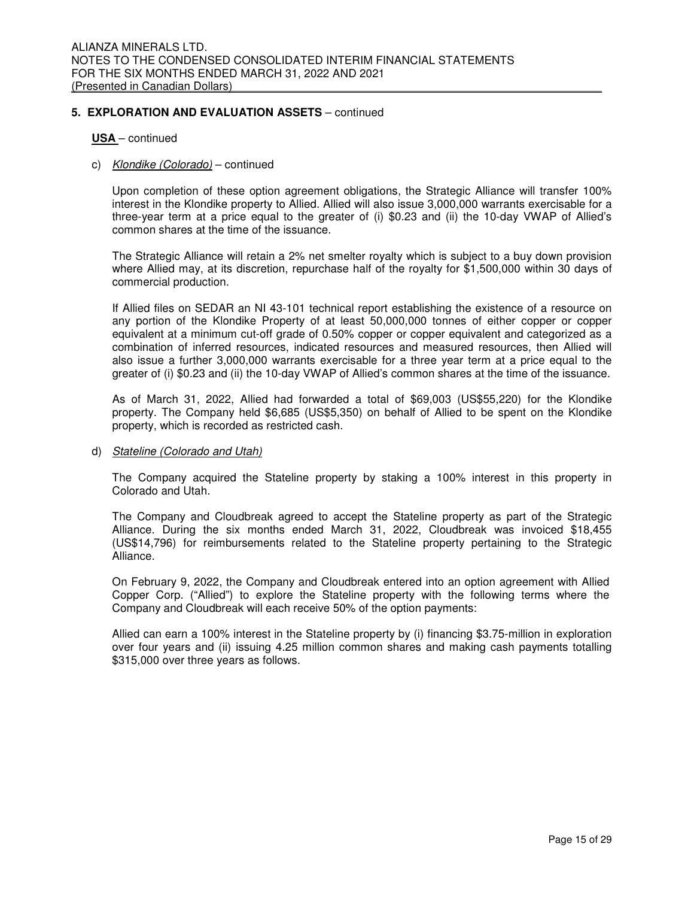## 5. EXPLORATION AND EVALUATION ASSETS – continued

**USA** – continued

c) *Klondike (Colorado)* – continued

Upon completion of these option agreement obligations, the Strategic Alliance will transfer 100% interest in the Klondike property to Allied. Allied will also issue 3,000,000 warrants exercisable for a three-year term at a price equal to the greater of (i) $0.23 and (ii) the 10-day VWAP of Allied's common shares at the time of the issuance.

The Strategic Alliance will retain a 2% net smelter royalty which is subject to a buy down provision where Allied may, at its discretion, repurchase half of the royalty for $1,500,000 within 30 days of commercial production.

If Allied files on SEDAR an NI 43-101 technical report establishing the existence of a resource on any portion of the Klondike Property of at least 50,000,000 tonnes of either copper or copper equivalent at a minimum cut-off grade of 0.50% copper or copper equivalent and categorized as a combination of inferred resources, indicated resources and measured resources, then Allied will also issue a further 3,000,000 warrants exercisable for a three year term at a price equal to the greater of (i) $0.23 and (ii) the 10-day VWAP of Allied's common shares at the time of the issuance.

As of March 31, 2022, Allied had forwarded a total of $69,003 (US$55,220) for the Klondike property. The Company held $6,685 (US$5,350) on behalf of Allied to be spent on the Klondike property, which is recorded as restricted cash.

d) *Stateline (Colorado and Utah)*

The Company acquired the Stateline property by staking a 100% interest in this property in Colorado and Utah.

The Company and Cloudbreak agreed to accept the Stateline property as part of the Strategic Alliance. During the six months ended March 31, 2022, Cloudbreak was invoiced $18,455 (US$14,796) for reimbursements related to the Stateline property pertaining to the Strategic Alliance.

On February 9, 2022, the Company and Cloudbreak entered into an option agreement with Allied Copper Corp. ("Allied") to explore the Stateline property with the following terms where the Company and Cloudbreak will each receive 50% of the option payments:

Allied can earn a 100% interest in the Stateline property by (i) financing $3.75-million in exploration over four years and (ii) issuing 4.25 million common shares and making cash payments totalling $315,000 over three years as follows.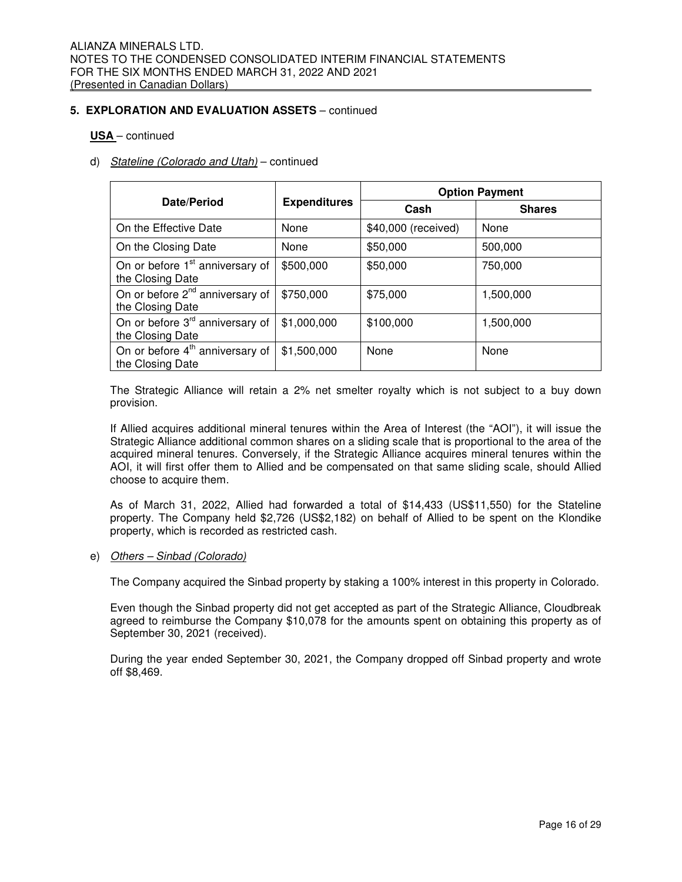## 5. EXPLORATION AND EVALUATION ASSETS – continued

**USA** – continued

d) *Stateline (Colorado and Utah)* – continued

| Date/Period | Expenditures | Option Payment | |
|---|---|---|---|
| | | Cash | Shares |
| On the Effective Date | None | $40,000 (received) | None |
| On the Closing Date | None | $50,000 | 500,000 |
| On or before 1st anniversary of the Closing Date | $500,000 | $50,000 | 750,000 |
| On or before 2nd anniversary of the Closing Date | $750,000 | $75,000 | 1,500,000 |
| On or before 3rd anniversary of the Closing Date | $1,000,000 | $100,000 | 1,500,000 |
| On or before 4th anniversary of the Closing Date | $1,500,000 | None | None |

The Strategic Alliance will retain a 2% net smelter royalty which is not subject to a buy down provision.

If Allied acquires additional mineral tenures within the Area of Interest (the "AOI"), it will issue the Strategic Alliance additional common shares on a sliding scale that is proportional to the area of the acquired mineral tenures. Conversely, if the Strategic Alliance acquires mineral tenures within the AOI, it will first offer them to Allied and be compensated on that same sliding scale, should Allied choose to acquire them.

As of March 31, 2022, Allied had forwarded a total of $14,433 (US$11,550) for the Stateline property. The Company held $2,726 (US$2,182) on behalf of Allied to be spent on the Klondike property, which is recorded as restricted cash.

e) *Others – Sinbad (Colorado)*

The Company acquired the Sinbad property by staking a 100% interest in this property in Colorado.

Even though the Sinbad property did not get accepted as part of the Strategic Alliance, Cloudbreak agreed to reimburse the Company $10,078 for the amounts spent on obtaining this property as of September 30, 2021 (received).

During the year ended September 30, 2021, the Company dropped off Sinbad property and wrote off $8,469.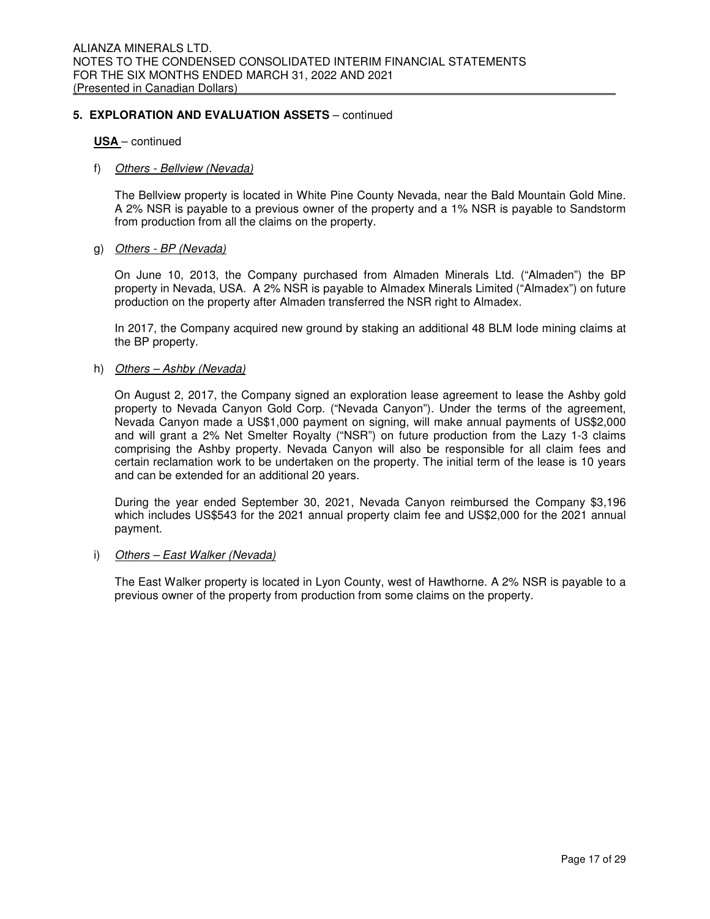## 5. EXPLORATION AND EVALUATION ASSETS – continued

**USA** – continued

f) *Others - Bellview (Nevada)*

The Bellview property is located in White Pine County Nevada, near the Bald Mountain Gold Mine. A 2% NSR is payable to a previous owner of the property and a 1% NSR is payable to Sandstorm from production from all the claims on the property.

g) *Others - BP (Nevada)*

On June 10, 2013, the Company purchased from Almaden Minerals Ltd. ("Almaden") the BP property in Nevada, USA. A 2% NSR is payable to Almadex Minerals Limited ("Almadex") on future production on the property after Almaden transferred the NSR right to Almadex.

In 2017, the Company acquired new ground by staking an additional 48 BLM lode mining claims at the BP property.

h) *Others – Ashby (Nevada)*

On August 2, 2017, the Company signed an exploration lease agreement to lease the Ashby gold property to Nevada Canyon Gold Corp. ("Nevada Canyon"). Under the terms of the agreement, Nevada Canyon made a US$1,000 payment on signing, will make annual payments of US$2,000 and will grant a 2% Net Smelter Royalty ("NSR") on future production from the Lazy 1-3 claims comprising the Ashby property. Nevada Canyon will also be responsible for all claim fees and certain reclamation work to be undertaken on the property. The initial term of the lease is 10 years and can be extended for an additional 20 years.

During the year ended September 30, 2021, Nevada Canyon reimbursed the Company $3,196 which includes US$543 for the 2021 annual property claim fee and US$2,000 for the 2021 annual payment.

i) *Others – East Walker (Nevada)*

The East Walker property is located in Lyon County, west of Hawthorne. A 2% NSR is payable to a previous owner of the property from production from some claims on the property.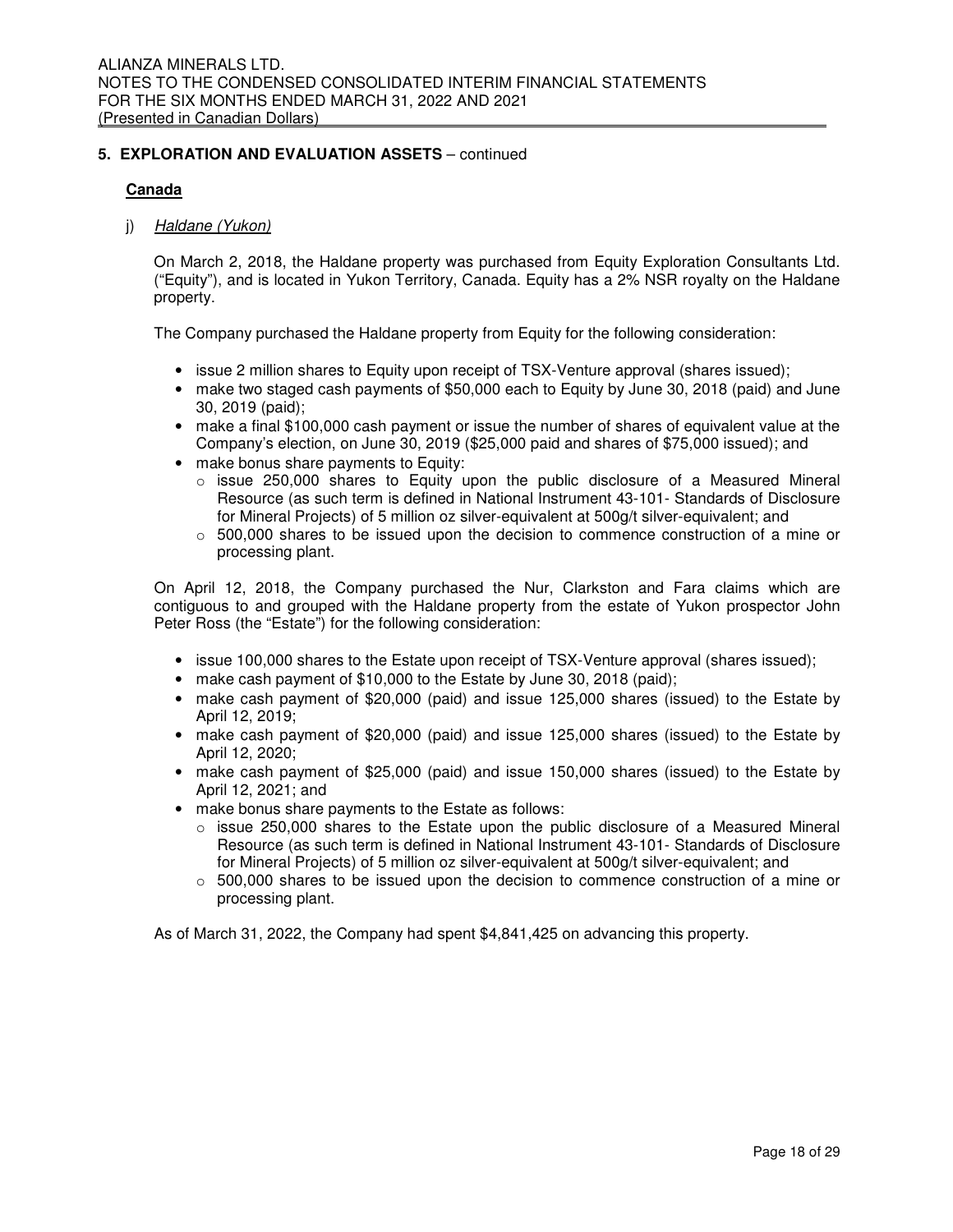## 5. EXPLORATION AND EVALUATION ASSETS – continued

### Canada

j) *Haldane (Yukon)*

On March 2, 2018, the Haldane property was purchased from Equity Exploration Consultants Ltd. ("Equity"), and is located in Yukon Territory, Canada. Equity has a 2% NSR royalty on the Haldane property.

The Company purchased the Haldane property from Equity for the following consideration:

- issue 2 million shares to Equity upon receipt of TSX-Venture approval (shares issued);
- make two staged cash payments of $50,000 each to Equity by June 30, 2018 (paid) and June 30, 2019 (paid);
- make a final $100,000 cash payment or issue the number of shares of equivalent value at the Company's election, on June 30, 2019 ($25,000 paid and shares of $75,000 issued); and
- make bonus share payments to Equity:
  - issue 250,000 shares to Equity upon the public disclosure of a Measured Mineral Resource (as such term is defined in National Instrument 43-101- Standards of Disclosure for Mineral Projects) of 5 million oz silver-equivalent at 500g/t silver-equivalent; and
  - 500,000 shares to be issued upon the decision to commence construction of a mine or processing plant.

On April 12, 2018, the Company purchased the Nur, Clarkston and Fara claims which are contiguous to and grouped with the Haldane property from the estate of Yukon prospector John Peter Ross (the "Estate") for the following consideration:

- issue 100,000 shares to the Estate upon receipt of TSX-Venture approval (shares issued);
- make cash payment of $10,000 to the Estate by June 30, 2018 (paid);
- make cash payment of $20,000 (paid) and issue 125,000 shares (issued) to the Estate by April 12, 2019;
- make cash payment of $20,000 (paid) and issue 125,000 shares (issued) to the Estate by April 12, 2020;
- make cash payment of $25,000 (paid) and issue 150,000 shares (issued) to the Estate by April 12, 2021; and
- make bonus share payments to the Estate as follows:
  - issue 250,000 shares to the Estate upon the public disclosure of a Measured Mineral Resource (as such term is defined in National Instrument 43-101- Standards of Disclosure for Mineral Projects) of 5 million oz silver-equivalent at 500g/t silver-equivalent; and
  - 500,000 shares to be issued upon the decision to commence construction of a mine or processing plant.

As of March 31, 2022, the Company had spent $4,841,425 on advancing this property.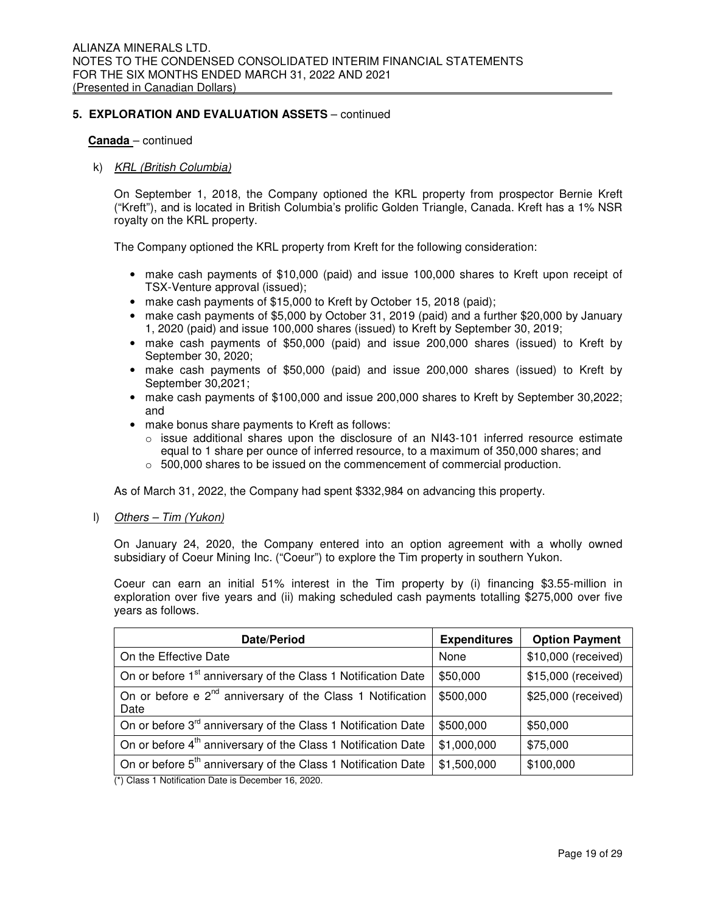## 5. EXPLORATION AND EVALUATION ASSETS – continued

**Canada** – continued

k) *KRL (British Columbia)*

On September 1, 2018, the Company optioned the KRL property from prospector Bernie Kreft ("Kreft"), and is located in British Columbia's prolific Golden Triangle, Canada. Kreft has a 1% NSR royalty on the KRL property.

The Company optioned the KRL property from Kreft for the following consideration:

- make cash payments of $10,000 (paid) and issue 100,000 shares to Kreft upon receipt of TSX-Venture approval (issued);
- make cash payments of $15,000 to Kreft by October 15, 2018 (paid);
- make cash payments of $5,000 by October 31, 2019 (paid) and a further $20,000 by January 1, 2020 (paid) and issue 100,000 shares (issued) to Kreft by September 30, 2019;
- make cash payments of $50,000 (paid) and issue 200,000 shares (issued) to Kreft by September 30, 2020;
- make cash payments of $50,000 (paid) and issue 200,000 shares (issued) to Kreft by September 30,2021;
- make cash payments of $100,000 and issue 200,000 shares to Kreft by September 30,2022; and
- make bonus share payments to Kreft as follows:
  - issue additional shares upon the disclosure of an NI43-101 inferred resource estimate equal to 1 share per ounce of inferred resource, to a maximum of 350,000 shares; and
  - 500,000 shares to be issued on the commencement of commercial production.

As of March 31, 2022, the Company had spent $332,984 on advancing this property.

l) *Others – Tim (Yukon)*

On January 24, 2020, the Company entered into an option agreement with a wholly owned subsidiary of Coeur Mining Inc. ("Coeur") to explore the Tim property in southern Yukon.

Coeur can earn an initial 51% interest in the Tim property by (i) financing $3.55-million in exploration over five years and (ii) making scheduled cash payments totalling $275,000 over five years as follows.

| Date/Period | Expenditures | Option Payment |
|---|---|---|
| On the Effective Date | None | $10,000 (received) |
| On or before 1st anniversary of the Class 1 Notification Date | $50,000 | $15,000 (received) |
| On or before e 2nd anniversary of the Class 1 Notification Date | $500,000 | $25,000 (received) |
| On or before 3rd anniversary of the Class 1 Notification Date | $500,000 | $50,000 |
| On or before 4th anniversary of the Class 1 Notification Date | $1,000,000 | $75,000 |
| On or before 5th anniversary of the Class 1 Notification Date | $1,500,000 | $100,000 |

(*) Class 1 Notification Date is December 16, 2020.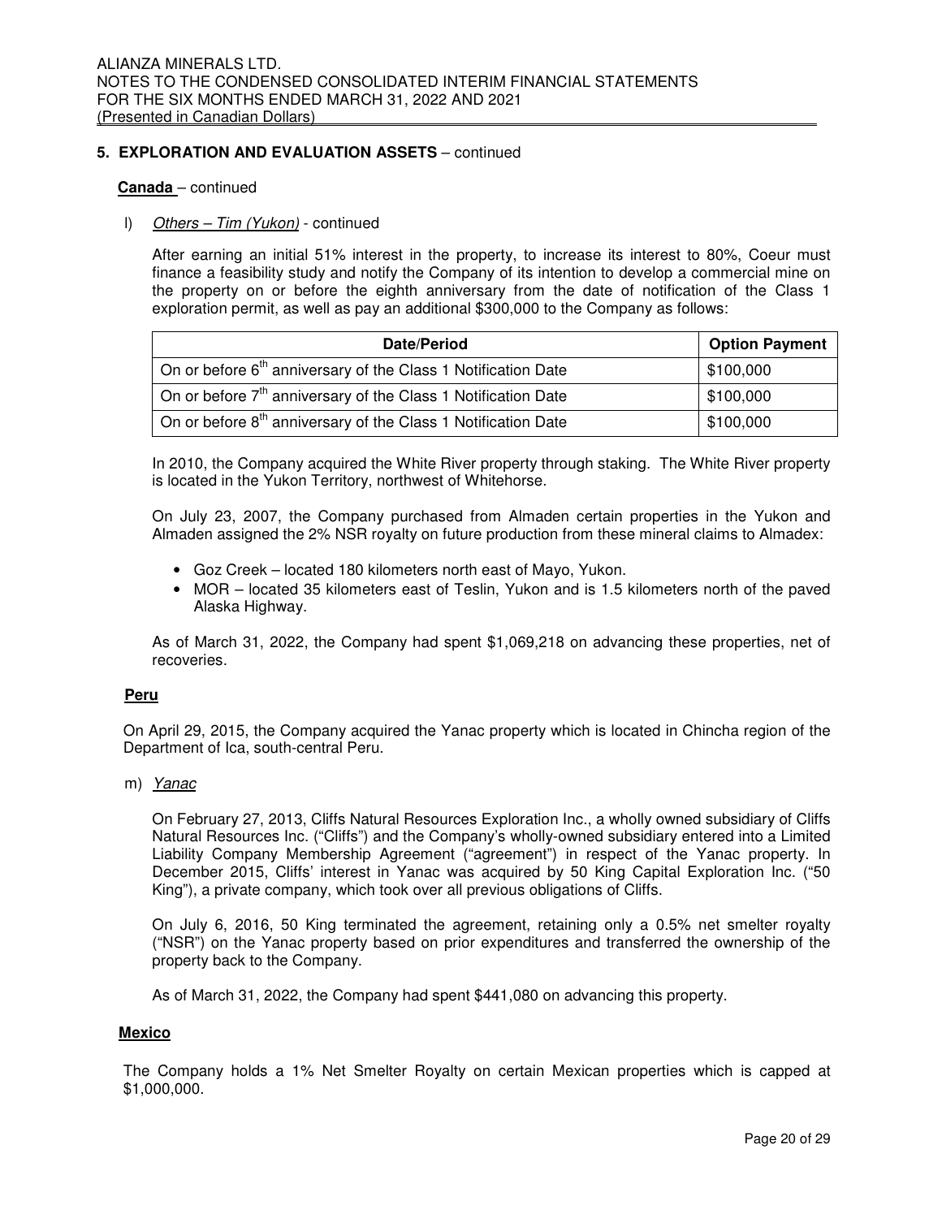## 5. EXPLORATION AND EVALUATION ASSETS – continued

**Canada** – continued

l) *Others – Tim (Yukon)* - continued

After earning an initial 51% interest in the property, to increase its interest to 80%, Coeur must finance a feasibility study and notify the Company of its intention to develop a commercial mine on the property on or before the eighth anniversary from the date of notification of the Class 1 exploration permit, as well as pay an additional $300,000 to the Company as follows:

| Date/Period | Option Payment |
|---|---|
| On or before 6th anniversary of the Class 1 Notification Date | $100,000 |
| On or before 7th anniversary of the Class 1 Notification Date | $100,000 |
| On or before 8th anniversary of the Class 1 Notification Date | $100,000 |

In 2010, the Company acquired the White River property through staking. The White River property is located in the Yukon Territory, northwest of Whitehorse.

On July 23, 2007, the Company purchased from Almaden certain properties in the Yukon and Almaden assigned the 2% NSR royalty on future production from these mineral claims to Almadex:

- Goz Creek – located 180 kilometers north east of Mayo, Yukon.
- MOR – located 35 kilometers east of Teslin, Yukon and is 1.5 kilometers north of the paved Alaska Highway.

As of March 31, 2022, the Company had spent $1,069,218 on advancing these properties, net of recoveries.

**Peru**

On April 29, 2015, the Company acquired the Yanac property which is located in Chincha region of the Department of Ica, south-central Peru.

m) *Yanac*

On February 27, 2013, Cliffs Natural Resources Exploration Inc., a wholly owned subsidiary of Cliffs Natural Resources Inc. ("Cliffs") and the Company's wholly-owned subsidiary entered into a Limited Liability Company Membership Agreement ("agreement") in respect of the Yanac property. In December 2015, Cliffs' interest in Yanac was acquired by 50 King Capital Exploration Inc. ("50 King"), a private company, which took over all previous obligations of Cliffs.

On July 6, 2016, 50 King terminated the agreement, retaining only a 0.5% net smelter royalty ("NSR") on the Yanac property based on prior expenditures and transferred the ownership of the property back to the Company.

As of March 31, 2022, the Company had spent $441,080 on advancing this property.

**Mexico**

The Company holds a 1% Net Smelter Royalty on certain Mexican properties which is capped at $1,000,000.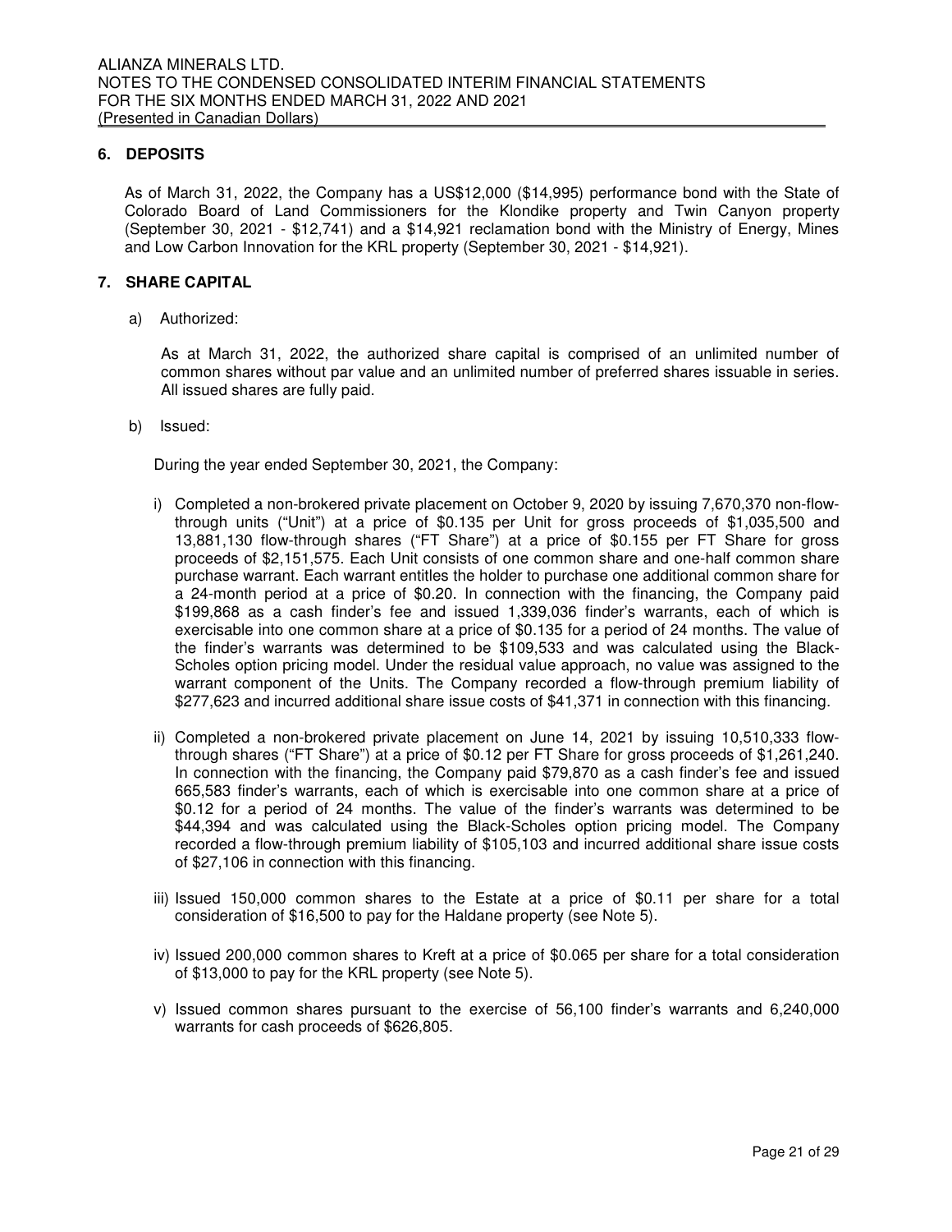## 6. DEPOSITS

As of March 31, 2022, the Company has a US$12,000 ($14,995) performance bond with the State of Colorado Board of Land Commissioners for the Klondike property and Twin Canyon property (September 30, 2021 - $12,741) and a $14,921 reclamation bond with the Ministry of Energy, Mines and Low Carbon Innovation for the KRL property (September 30, 2021 - $14,921).

## 7. SHARE CAPITAL

a) Authorized:

As at March 31, 2022, the authorized share capital is comprised of an unlimited number of common shares without par value and an unlimited number of preferred shares issuable in series. All issued shares are fully paid.

b) Issued:

During the year ended September 30, 2021, the Company:

i) Completed a non-brokered private placement on October 9, 2020 by issuing 7,670,370 non-flow-through units ("Unit") at a price of $0.135 per Unit for gross proceeds of $1,035,500 and 13,881,130 flow-through shares ("FT Share") at a price of $0.155 per FT Share for gross proceeds of $2,151,575. Each Unit consists of one common share and one-half common share purchase warrant. Each warrant entitles the holder to purchase one additional common share for a 24-month period at a price of $0.20. In connection with the financing, the Company paid $199,868 as a cash finder's fee and issued 1,339,036 finder's warrants, each of which is exercisable into one common share at a price of $0.135 for a period of 24 months. The value of the finder's warrants was determined to be $109,533 and was calculated using the Black-Scholes option pricing model. Under the residual value approach, no value was assigned to the warrant component of the Units. The Company recorded a flow-through premium liability of $277,623 and incurred additional share issue costs of $41,371 in connection with this financing.

ii) Completed a non-brokered private placement on June 14, 2021 by issuing 10,510,333 flow-through shares ("FT Share") at a price of $0.12 per FT Share for gross proceeds of $1,261,240. In connection with the financing, the Company paid $79,870 as a cash finder's fee and issued 665,583 finder's warrants, each of which is exercisable into one common share at a price of $0.12 for a period of 24 months. The value of the finder's warrants was determined to be $44,394 and was calculated using the Black-Scholes option pricing model. The Company recorded a flow-through premium liability of $105,103 and incurred additional share issue costs of $27,106 in connection with this financing.

iii) Issued 150,000 common shares to the Estate at a price of $0.11 per share for a total consideration of $16,500 to pay for the Haldane property (see Note 5).

iv) Issued 200,000 common shares to Kreft at a price of $0.065 per share for a total consideration of $13,000 to pay for the KRL property (see Note 5).

v) Issued common shares pursuant to the exercise of 56,100 finder's warrants and 6,240,000 warrants for cash proceeds of $626,805.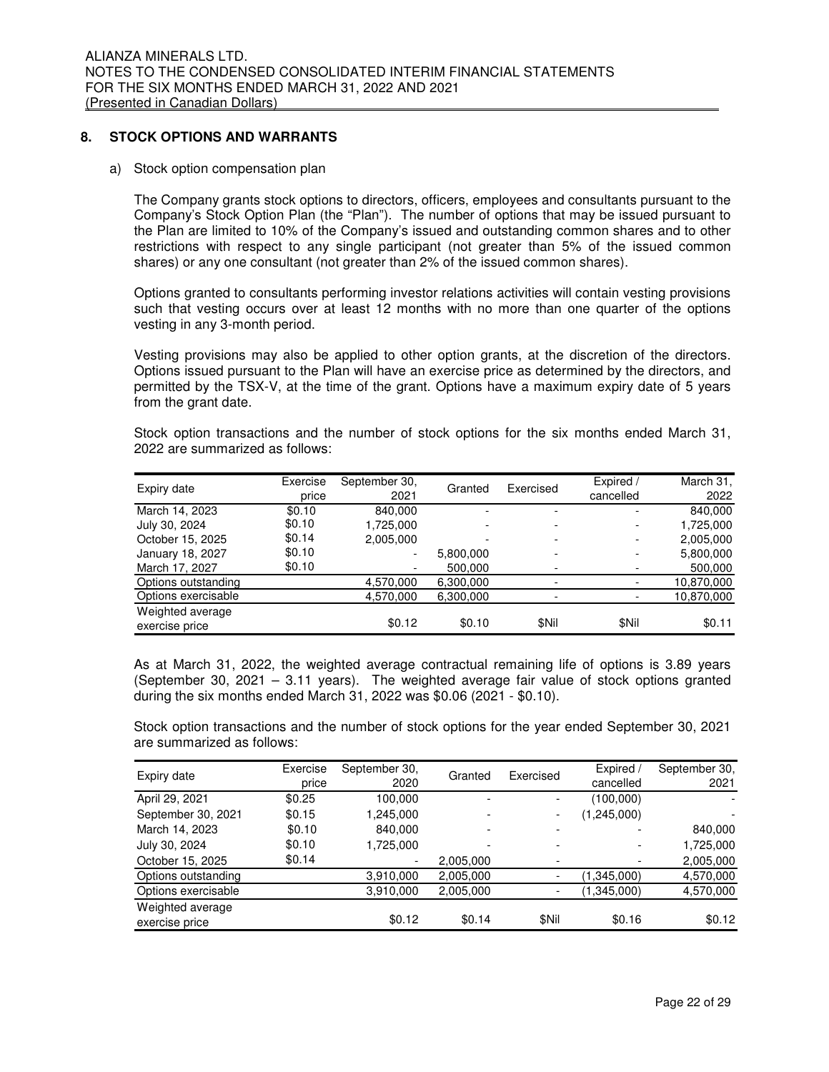## 8. STOCK OPTIONS AND WARRANTS

a) Stock option compensation plan

The Company grants stock options to directors, officers, employees and consultants pursuant to the Company's Stock Option Plan (the "Plan"). The number of options that may be issued pursuant to the Plan are limited to 10% of the Company's issued and outstanding common shares and to other restrictions with respect to any single participant (not greater than 5% of the issued common shares) or any one consultant (not greater than 2% of the issued common shares).

Options granted to consultants performing investor relations activities will contain vesting provisions such that vesting occurs over at least 12 months with no more than one quarter of the options vesting in any 3-month period.

Vesting provisions may also be applied to other option grants, at the discretion of the directors. Options issued pursuant to the Plan will have an exercise price as determined by the directors, and permitted by the TSX-V, at the time of the grant. Options have a maximum expiry date of 5 years from the grant date.

Stock option transactions and the number of stock options for the six months ended March 31, 2022 are summarized as follows:

| Expiry date | Exercise price | September 30, 2021 | Granted | Exercised | Expired / cancelled | March 31, 2022 |
|---|---|---|---|---|---|---|
| March 14, 2023 | $0.10 | 840,000 | - | - | - | 840,000 |
| July 30, 2024 | $0.10 | 1,725,000 | - | - | - | 1,725,000 |
| October 15, 2025 | $0.14 | 2,005,000 | - | - | - | 2,005,000 |
| January 18, 2027 | $0.10 | - | 5,800,000 | - | - | 5,800,000 |
| March 17, 2027 | $0.10 | - | 500,000 | - | - | 500,000 |
| Options outstanding | | 4,570,000 | 6,300,000 | - | - | 10,870,000 |
| Options exercisable | | 4,570,000 | 6,300,000 | - | - | 10,870,000 |
| Weighted average exercise price | | $0.12 | $0.10 | $Nil | $Nil | $0.11 |

As at March 31, 2022, the weighted average contractual remaining life of options is 3.89 years (September 30, 2021 – 3.11 years). The weighted average fair value of stock options granted during the six months ended March 31, 2022 was $0.06 (2021 - $0.10).

Stock option transactions and the number of stock options for the year ended September 30, 2021 are summarized as follows:

| Expiry date | Exercise price | September 30, 2020 | Granted | Exercised | Expired / cancelled | September 30, 2021 |
|---|---|---|---|---|---|---|
| April 29, 2021 | $0.25 | 100,000 | - | - | (100,000) | - |
| September 30, 2021 | $0.15 | 1,245,000 | - | - | (1,245,000) | - |
| March 14, 2023 | $0.10 | 840,000 | - | - | - | 840,000 |
| July 30, 2024 | $0.10 | 1,725,000 | - | - | - | 1,725,000 |
| October 15, 2025 | $0.14 | - | 2,005,000 | - | - | 2,005,000 |
| Options outstanding | | 3,910,000 | 2,005,000 | - | (1,345,000) | 4,570,000 |
| Options exercisable | | 3,910,000 | 2,005,000 | - | (1,345,000) | 4,570,000 |
| Weighted average exercise price | | $0.12 | $0.14 | $Nil | $0.16 | $0.12 |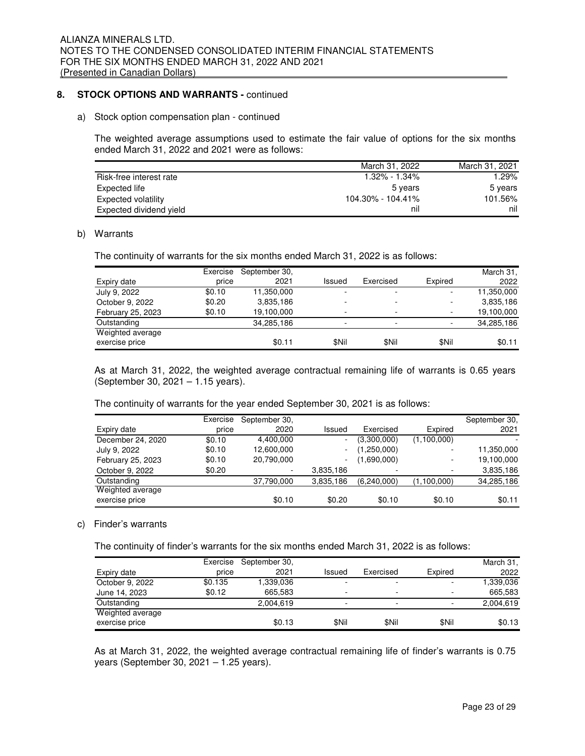## 8. STOCK OPTIONS AND WARRANTS - continued

a) Stock option compensation plan - continued

The weighted average assumptions used to estimate the fair value of options for the six months ended March 31, 2022 and 2021 were as follows:

| | March 31, 2022 | March 31, 2021 |
|---|---|---|
| Risk-free interest rate | 1.32% - 1.34% | 1.29% |
| Expected life | 5 years | 5 years |
| Expected volatility | 104.30% - 104.41% | 101.56% |
| Expected dividend yield | nil | nil |

b) Warrants

The continuity of warrants for the six months ended March 31, 2022 is as follows:

| Expiry date | Exercise price | September 30, 2021 | Issued | Exercised | Expired | March 31, 2022 |
|---|---|---|---|---|---|---|
| July 9, 2022 | $0.10 | 11,350,000 | - | - | - | 11,350,000 |
| October 9, 2022 | $0.20 | 3,835,186 | - | - | - | 3,835,186 |
| February 25, 2023 | $0.10 | 19,100,000 | - | - | - | 19,100,000 |
| Outstanding | | 34,285,186 | - | - | - | 34,285,186 |
| Weighted average exercise price | | $0.11 | $Nil | $Nil | $Nil | $0.11 |

As at March 31, 2022, the weighted average contractual remaining life of warrants is 0.65 years (September 30, 2021 – 1.15 years).

The continuity of warrants for the year ended September 30, 2021 is as follows:

| Expiry date | Exercise price | September 30, 2020 | Issued | Exercised | Expired | September 30, 2021 |
|---|---|---|---|---|---|---|
| December 24, 2020 | $0.10 | 4,400,000 | - | (3,300,000) | (1,100,000) | - |
| July 9, 2022 | $0.10 | 12,600,000 | - | (1,250,000) | - | 11,350,000 |
| February 25, 2023 | $0.10 | 20,790,000 | - | (1,690,000) | - | 19,100,000 |
| October 9, 2022 | $0.20 | - | 3,835,186 | - | - | 3,835,186 |
| Outstanding | | 37,790,000 | 3,835,186 | (6,240,000) | (1,100,000) | 34,285,186 |
| Weighted average exercise price | | $0.10 | $0.20 | $0.10 | $0.10 | $0.11 |

c) Finder's warrants

The continuity of finder's warrants for the six months ended March 31, 2022 is as follows:

| Expiry date | Exercise price | September 30, 2021 | Issued | Exercised | Expired | March 31, 2022 |
|---|---|---|---|---|---|---|
| October 9, 2022 | $0.135 | 1,339,036 | - | - | - | 1,339,036 |
| June 14, 2023 | $0.12 | 665,583 | - | - | - | 665,583 |
| Outstanding | | 2,004,619 | - | - | - | 2,004,619 |
| Weighted average exercise price | | $0.13 | $Nil | $Nil | $Nil | $0.13 |

As at March 31, 2022, the weighted average contractual remaining life of finder's warrants is 0.75 years (September 30, 2021 – 1.25 years).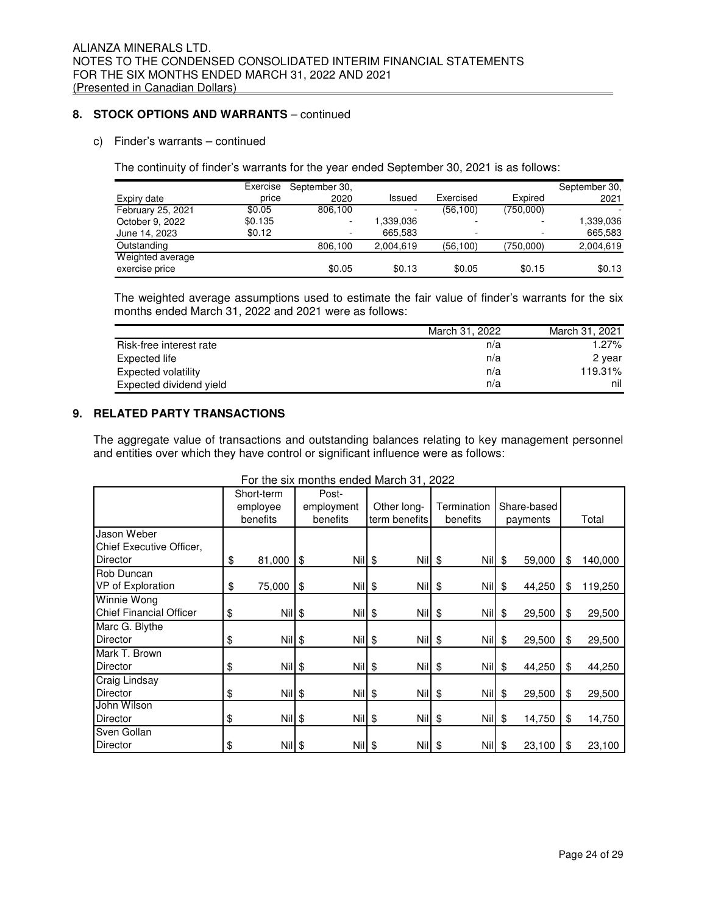## 8. STOCK OPTIONS AND WARRANTS – continued

c) Finder's warrants – continued

The continuity of finder's warrants for the year ended September 30, 2021 is as follows:

| Expiry date | Exercise price | September 30, 2020 | Issued | Exercised | Expired | September 30, 2021 |
|---|---|---|---|---|---|---|
| February 25, 2021 | $0.05 | 806,100 | - | (56,100) | (750,000) | - |
| October 9, 2022 | $0.135 | - | 1,339,036 | - | - | 1,339,036 |
| June 14, 2023 | $0.12 | - | 665,583 | - | - | 665,583 |
| Outstanding | | 806,100 | 2,004,619 | (56,100) | (750,000) | 2,004,619 |
| Weighted average exercise price | | $0.05 | $0.13 | $0.05 | $0.15 | $0.13 |

The weighted average assumptions used to estimate the fair value of finder's warrants for the six months ended March 31, 2022 and 2021 were as follows:

| | March 31, 2022 | March 31, 2021 |
|---|---|---|
| Risk-free interest rate | n/a | 1.27% |
| Expected life | n/a | 2 year |
| Expected volatility | n/a | 119.31% |
| Expected dividend yield | n/a | nil |

## 9. RELATED PARTY TRANSACTIONS

The aggregate value of transactions and outstanding balances relating to key management personnel and entities over which they have control or significant influence were as follows:

For the six months ended March 31, 2022

| | Short-term employee benefits | Post-employment benefits | Other long-term benefits | Termination benefits | Share-based payments | Total |
|---|---|---|---|---|---|---|
| Jason Weber Chief Executive Officer, Director | $ 81,000 | $ Nil | $ Nil | $ Nil | $ 59,000 | $ 140,000 |
| Rob Duncan VP of Exploration | $ 75,000 | $ Nil | $ Nil | $ Nil | $ 44,250 | $ 119,250 |
| Winnie Wong Chief Financial Officer | $ Nil | $ Nil | $ Nil | $ Nil | $ 29,500 | $ 29,500 |
| Marc G. Blythe Director | $ Nil | $ Nil | $ Nil | $ Nil | $ 29,500 | $ 29,500 |
| Mark T. Brown Director | $ Nil | $ Nil | $ Nil | $ Nil | $ 44,250 | $ 44,250 |
| Craig Lindsay Director | $ Nil | $ Nil | $ Nil | $ Nil | $ 29,500 | $ 29,500 |
| John Wilson Director | $ Nil | $ Nil | $ Nil | $ Nil | $ 14,750 | $ 14,750 |
| Sven Gollan Director | $ Nil | $ Nil | $ Nil | $ Nil | $ 23,100 | $ 23,100 |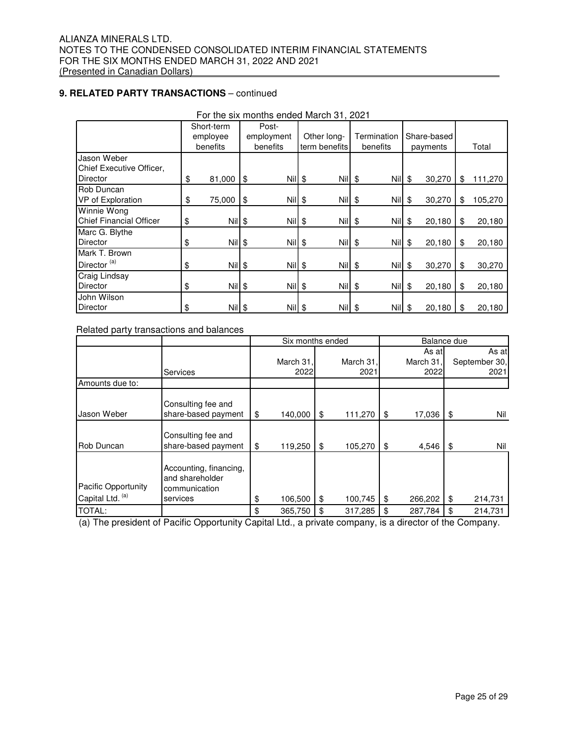## 9. RELATED PARTY TRANSACTIONS – continued

For the six months ended March 31, 2021

| | Short-term employee benefits | Post-employment benefits | Other long-term benefits | Termination benefits | Share-based payments | Total |
|---|---|---|---|---|---|---|
| Jason Weber<br>Chief Executive Officer, Director | $ 81,000 | $ Nil | $ Nil | $ Nil | $ 30,270 | $ 111,270 |
| Rob Duncan<br>VP of Exploration | $ 75,000 | $ Nil | $ Nil | $ Nil | $ 30,270 | $ 105,270 |
| Winnie Wong<br>Chief Financial Officer | $ Nil | $ Nil | $ Nil | $ Nil | $ 20,180 | $ 20,180 |
| Marc G. Blythe<br>Director | $ Nil | $ Nil | $ Nil | $ Nil | $ 20,180 | $ 20,180 |
| Mark T. Brown<br>Director [(a)] | $ Nil | $ Nil | $ Nil | $ Nil | $ 30,270 | $ 30,270 |
| Craig Lindsay<br>Director | $ Nil | $ Nil | $ Nil | $ Nil | $ 20,180 | $ 20,180 |
| John Wilson<br>Director | $ Nil | $ Nil | $ Nil | $ Nil | $ 20,180 | $ 20,180 |

Related party transactions and balances

| | | Six months ended | | Balance due | |
|---|---|---|---|---|---|
| | Services | March 31, 2022 | March 31, 2021 | As at March 31, 2022 | As at September 30, 2021 |
| Amounts due to: | | | | | |
| Jason Weber | Consulting fee and share-based payment | $ 140,000 | $ 111,270 | $ 17,036 | $ Nil |
| Rob Duncan | Consulting fee and share-based payment | $ 119,250 | $ 105,270 | $ 4,546 | $ Nil |
| Pacific Opportunity Capital Ltd. [(a)] | Accounting, financing, and shareholder communication services | $ 106,500 | $ 100,745 | $ 266,202 | $ 214,731 |
| TOTAL: | | $ 365,750 | $ 317,285 | $ 287,784 | $ 214,731 |

(a) The president of Pacific Opportunity Capital Ltd., a private company, is a director of the Company.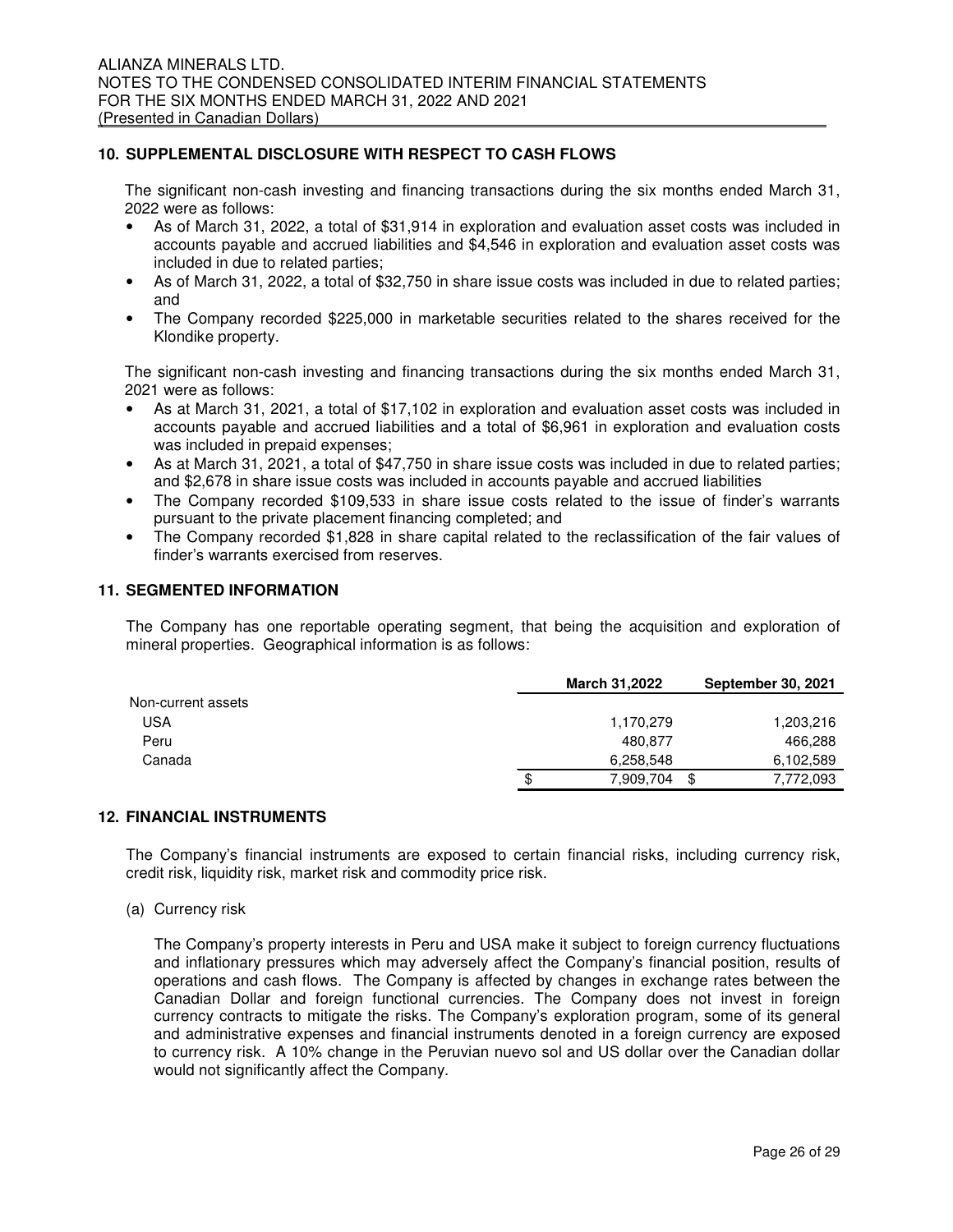## 10. SUPPLEMENTAL DISCLOSURE WITH RESPECT TO CASH FLOWS

The significant non-cash investing and financing transactions during the six months ended March 31, 2022 were as follows:

- As of March 31, 2022, a total of $31,914 in exploration and evaluation asset costs was included in accounts payable and accrued liabilities and $4,546 in exploration and evaluation asset costs was included in due to related parties;
- As of March 31, 2022, a total of $32,750 in share issue costs was included in due to related parties; and
- The Company recorded $225,000 in marketable securities related to the shares received for the Klondike property.

The significant non-cash investing and financing transactions during the six months ended March 31, 2021 were as follows:

- As at March 31, 2021, a total of $17,102 in exploration and evaluation asset costs was included in accounts payable and accrued liabilities and a total of $6,961 in exploration and evaluation costs was included in prepaid expenses;
- As at March 31, 2021, a total of $47,750 in share issue costs was included in due to related parties; and $2,678 in share issue costs was included in accounts payable and accrued liabilities
- The Company recorded $109,533 in share issue costs related to the issue of finder's warrants pursuant to the private placement financing completed; and
- The Company recorded $1,828 in share capital related to the reclassification of the fair values of finder's warrants exercised from reserves.

## 11. SEGMENTED INFORMATION

The Company has one reportable operating segment, that being the acquisition and exploration of mineral properties. Geographical information is as follows:

| | March 31,2022 | September 30, 2021 |
|---|---|---|
| Non-current assets | | |
| USA | 1,170,279 | 1,203,216 |
| Peru | 480,877 | 466,288 |
| Canada | 6,258,548 | 6,102,589 |
| | $ 7,909,704 | $ 7,772,093 |

## 12. FINANCIAL INSTRUMENTS

The Company's financial instruments are exposed to certain financial risks, including currency risk, credit risk, liquidity risk, market risk and commodity price risk.

(a) Currency risk

The Company's property interests in Peru and USA make it subject to foreign currency fluctuations and inflationary pressures which may adversely affect the Company's financial position, results of operations and cash flows. The Company is affected by changes in exchange rates between the Canadian Dollar and foreign functional currencies. The Company does not invest in foreign currency contracts to mitigate the risks. The Company's exploration program, some of its general and administrative expenses and financial instruments denoted in a foreign currency are exposed to currency risk. A 10% change in the Peruvian nuevo sol and US dollar over the Canadian dollar would not significantly affect the Company.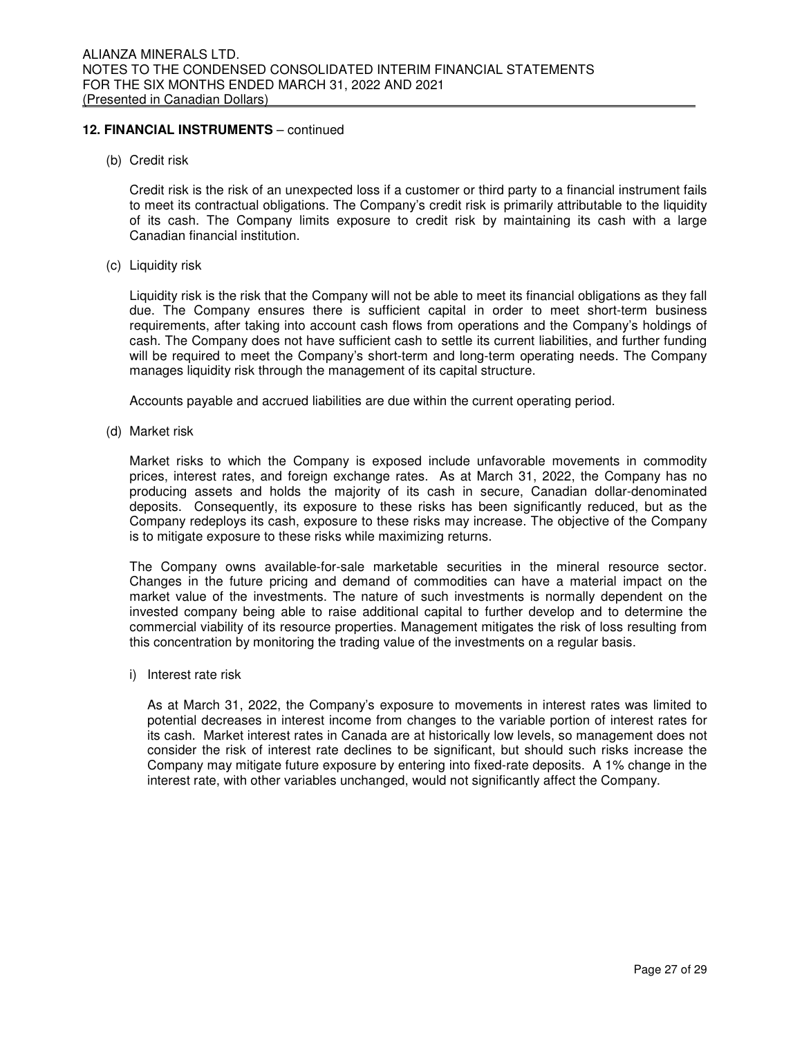## 12. FINANCIAL INSTRUMENTS – continued

(b) Credit risk

Credit risk is the risk of an unexpected loss if a customer or third party to a financial instrument fails to meet its contractual obligations. The Company's credit risk is primarily attributable to the liquidity of its cash. The Company limits exposure to credit risk by maintaining its cash with a large Canadian financial institution.

(c) Liquidity risk

Liquidity risk is the risk that the Company will not be able to meet its financial obligations as they fall due. The Company ensures there is sufficient capital in order to meet short-term business requirements, after taking into account cash flows from operations and the Company's holdings of cash. The Company does not have sufficient cash to settle its current liabilities, and further funding will be required to meet the Company's short-term and long-term operating needs. The Company manages liquidity risk through the management of its capital structure.

Accounts payable and accrued liabilities are due within the current operating period.

(d) Market risk

Market risks to which the Company is exposed include unfavorable movements in commodity prices, interest rates, and foreign exchange rates. As at March 31, 2022, the Company has no producing assets and holds the majority of its cash in secure, Canadian dollar-denominated deposits. Consequently, its exposure to these risks has been significantly reduced, but as the Company redeploys its cash, exposure to these risks may increase. The objective of the Company is to mitigate exposure to these risks while maximizing returns.

The Company owns available-for-sale marketable securities in the mineral resource sector. Changes in the future pricing and demand of commodities can have a material impact on the market value of the investments. The nature of such investments is normally dependent on the invested company being able to raise additional capital to further develop and to determine the commercial viability of its resource properties. Management mitigates the risk of loss resulting from this concentration by monitoring the trading value of the investments on a regular basis.

i) Interest rate risk

As at March 31, 2022, the Company's exposure to movements in interest rates was limited to potential decreases in interest income from changes to the variable portion of interest rates for its cash. Market interest rates in Canada are at historically low levels, so management does not consider the risk of interest rate declines to be significant, but should such risks increase the Company may mitigate future exposure by entering into fixed-rate deposits. A 1% change in the interest rate, with other variables unchanged, would not significantly affect the Company.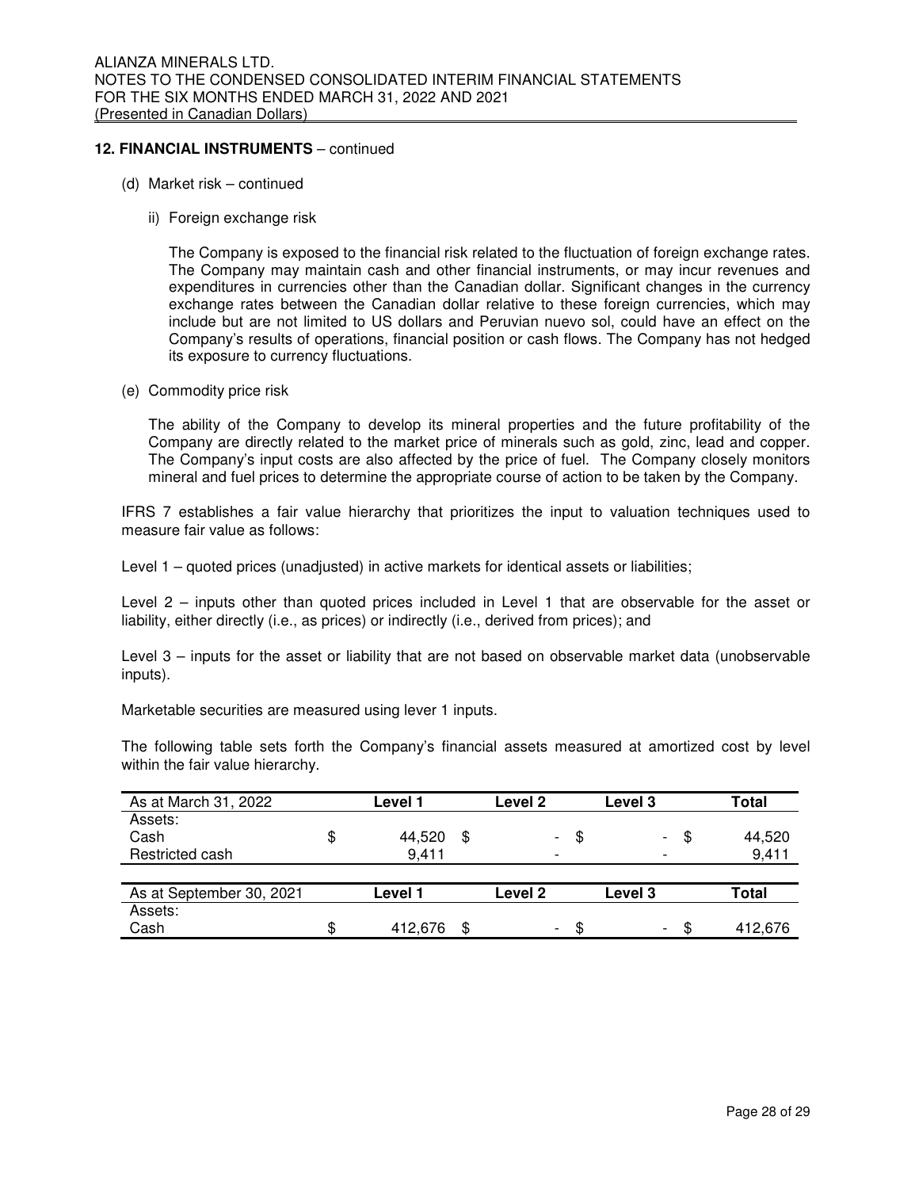## 12. FINANCIAL INSTRUMENTS – continued

(d) Market risk – continued

ii) Foreign exchange risk

The Company is exposed to the financial risk related to the fluctuation of foreign exchange rates. The Company may maintain cash and other financial instruments, or may incur revenues and expenditures in currencies other than the Canadian dollar. Significant changes in the currency exchange rates between the Canadian dollar relative to these foreign currencies, which may include but are not limited to US dollars and Peruvian nuevo sol, could have an effect on the Company's results of operations, financial position or cash flows. The Company has not hedged its exposure to currency fluctuations.

(e) Commodity price risk

The ability of the Company to develop its mineral properties and the future profitability of the Company are directly related to the market price of minerals such as gold, zinc, lead and copper. The Company's input costs are also affected by the price of fuel. The Company closely monitors mineral and fuel prices to determine the appropriate course of action to be taken by the Company.

IFRS 7 establishes a fair value hierarchy that prioritizes the input to valuation techniques used to measure fair value as follows:

Level 1 – quoted prices (unadjusted) in active markets for identical assets or liabilities;

Level 2 – inputs other than quoted prices included in Level 1 that are observable for the asset or liability, either directly (i.e., as prices) or indirectly (i.e., derived from prices); and

Level 3 – inputs for the asset or liability that are not based on observable market data (unobservable inputs).

Marketable securities are measured using lever 1 inputs.

The following table sets forth the Company's financial assets measured at amortized cost by level within the fair value hierarchy.

| As at March 31, 2022 | Level 1 | Level 2 | Level 3 | Total |
|---|---|---|---|---|
| Assets: | | | | |
| Cash | $ 44,520 | $ - | $ - | $ 44,520 |
| Restricted cash | 9,411 | - | - | 9,411 |

| As at September 30, 2021 | Level 1 | Level 2 | Level 3 | Total |
|---|---|---|---|---|
| Assets: | | | | |
| Cash | $ 412,676 | $ - | $ - | $ 412,676 |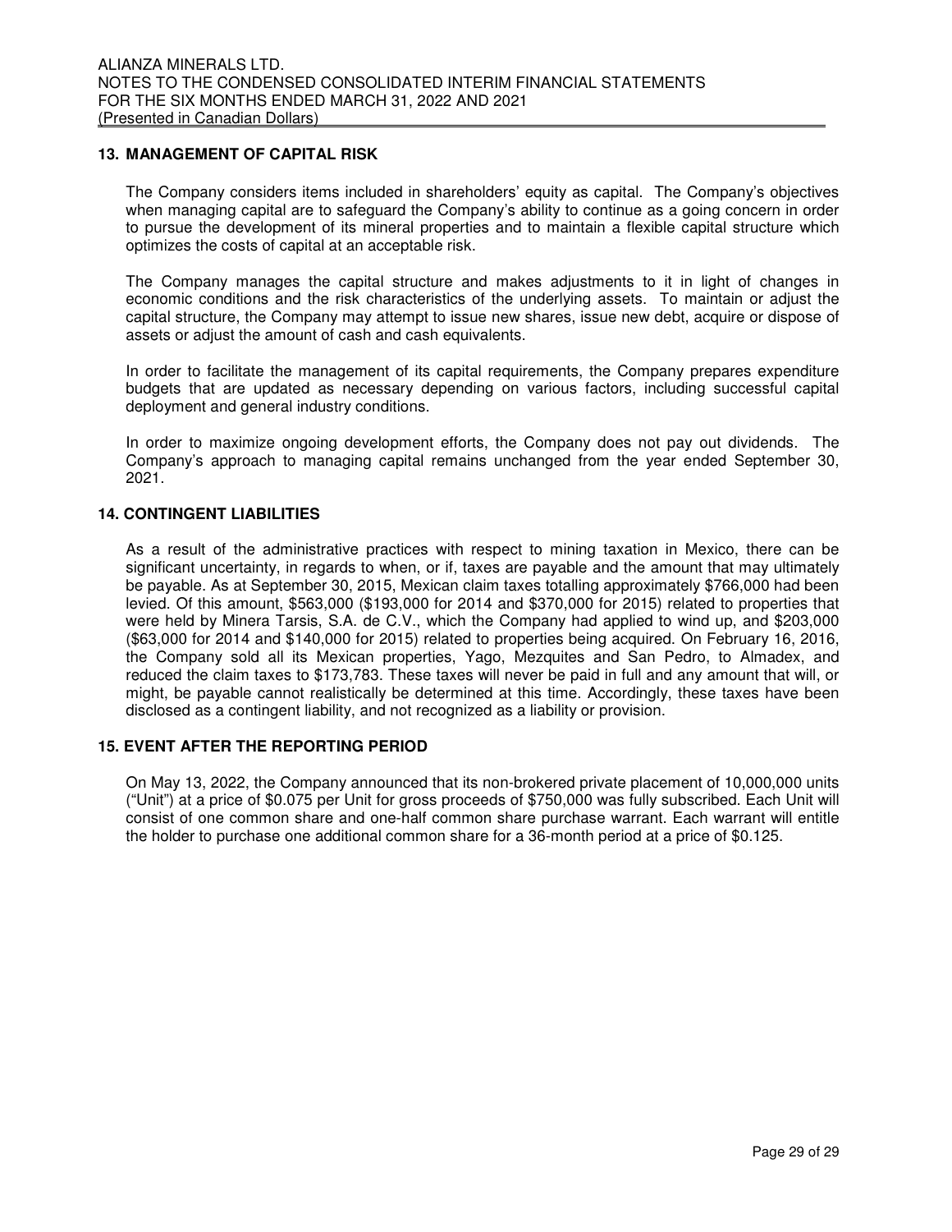## 13. MANAGEMENT OF CAPITAL RISK

The Company considers items included in shareholders' equity as capital. The Company's objectives when managing capital are to safeguard the Company's ability to continue as a going concern in order to pursue the development of its mineral properties and to maintain a flexible capital structure which optimizes the costs of capital at an acceptable risk.

The Company manages the capital structure and makes adjustments to it in light of changes in economic conditions and the risk characteristics of the underlying assets. To maintain or adjust the capital structure, the Company may attempt to issue new shares, issue new debt, acquire or dispose of assets or adjust the amount of cash and cash equivalents.

In order to facilitate the management of its capital requirements, the Company prepares expenditure budgets that are updated as necessary depending on various factors, including successful capital deployment and general industry conditions.

In order to maximize ongoing development efforts, the Company does not pay out dividends. The Company's approach to managing capital remains unchanged from the year ended September 30, 2021.

## 14. CONTINGENT LIABILITIES

As a result of the administrative practices with respect to mining taxation in Mexico, there can be significant uncertainty, in regards to when, or if, taxes are payable and the amount that may ultimately be payable. As at September 30, 2015, Mexican claim taxes totalling approximately $766,000 had been levied. Of this amount, $563,000 ($193,000 for 2014 and $370,000 for 2015) related to properties that were held by Minera Tarsis, S.A. de C.V., which the Company had applied to wind up, and $203,000 ($63,000 for 2014 and $140,000 for 2015) related to properties being acquired. On February 16, 2016, the Company sold all its Mexican properties, Yago, Mezquites and San Pedro, to Almadex, and reduced the claim taxes to $173,783. These taxes will never be paid in full and any amount that will, or might, be payable cannot realistically be determined at this time. Accordingly, these taxes have been disclosed as a contingent liability, and not recognized as a liability or provision.

## 15. EVENT AFTER THE REPORTING PERIOD

On May 13, 2022, the Company announced that its non-brokered private placement of 10,000,000 units ("Unit") at a price of $0.075 per Unit for gross proceeds of $750,000 was fully subscribed. Each Unit will consist of one common share and one-half common share purchase warrant. Each warrant will entitle the holder to purchase one additional common share for a 36-month period at a price of $0.125.